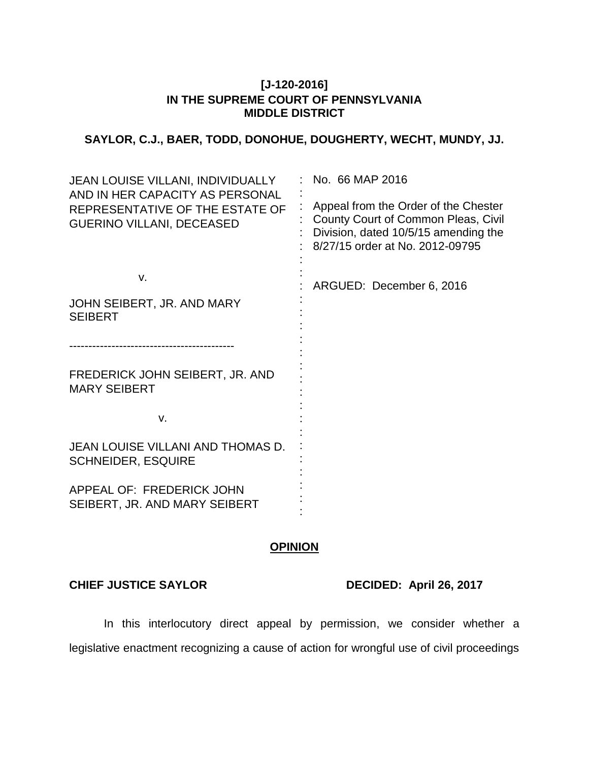**[J-120-2016]**
**IN THE SUPREME COURT OF PENNSYLVANIA**
**MIDDLE DISTRICT**

**SAYLOR, C.J., BAER, TODD, DONOHUE, DOUGHERTY, WECHT, MUNDY, JJ.**

| | |
|---|---|
| JEAN LOUISE VILLANI, INDIVIDUALLY AND IN HER CAPACITY AS PERSONAL REPRESENTATIVE OF THE ESTATE OF GUERINO VILLANI, DECEASED | No. 66 MAP 2016 |
| | Appeal from the Order of the Chester County Court of Common Pleas, Civil Division, dated 10/5/15 amending the 8/27/15 order at No. 2012-09795 |
| v. | |
| | ARGUED: December 6, 2016 |
| JOHN SEIBERT, JR. AND MARY SEIBERT | |
| ------------------------------------------- | |
| FREDERICK JOHN SEIBERT, JR. AND MARY SEIBERT | |
| v. | |
| JEAN LOUISE VILLANI AND THOMAS D. SCHNEIDER, ESQUIRE | |
| APPEAL OF: FREDERICK JOHN SEIBERT, JR. AND MARY SEIBERT | |

## OPINION

**CHIEF JUSTICE SAYLOR** **DECIDED: April 26, 2017**

In this interlocutory direct appeal by permission, we consider whether a legislative enactment recognizing a cause of action for wrongful use of civil proceedings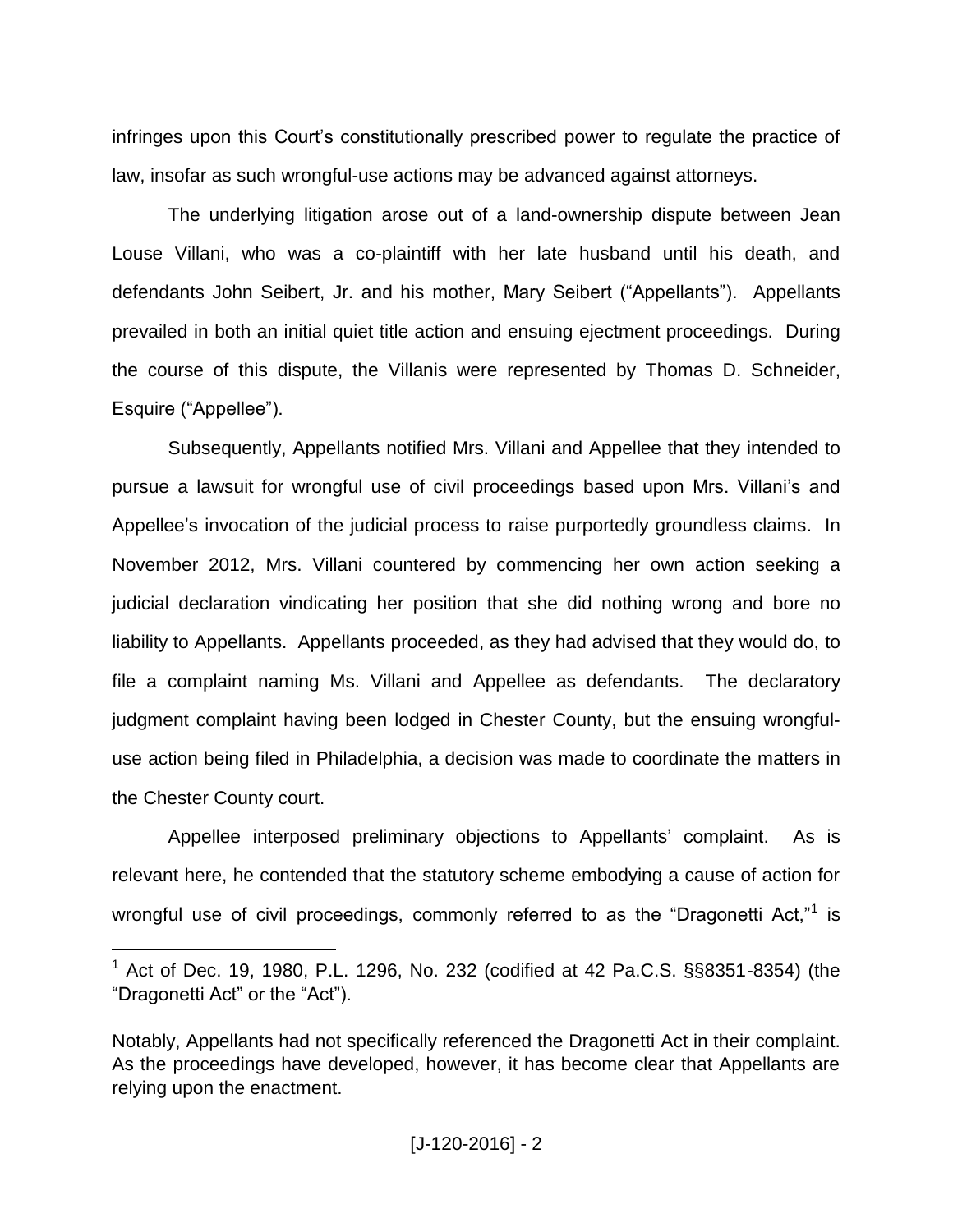infringes upon this Court's constitutionally prescribed power to regulate the practice of law, insofar as such wrongful-use actions may be advanced against attorneys.

The underlying litigation arose out of a land-ownership dispute between Jean Louse Villani, who was a co-plaintiff with her late husband until his death, and defendants John Seibert, Jr. and his mother, Mary Seibert ("Appellants"). Appellants prevailed in both an initial quiet title action and ensuing ejectment proceedings. During the course of this dispute, the Villanis were represented by Thomas D. Schneider, Esquire ("Appellee").

Subsequently, Appellants notified Mrs. Villani and Appellee that they intended to pursue a lawsuit for wrongful use of civil proceedings based upon Mrs. Villani's and Appellee's invocation of the judicial process to raise purportedly groundless claims. In November 2012, Mrs. Villani countered by commencing her own action seeking a judicial declaration vindicating her position that she did nothing wrong and bore no liability to Appellants. Appellants proceeded, as they had advised that they would do, to file a complaint naming Ms. Villani and Appellee as defendants. The declaratory judgment complaint having been lodged in Chester County, but the ensuing wrongful-use action being filed in Philadelphia, a decision was made to coordinate the matters in the Chester County court.

Appellee interposed preliminary objections to Appellants' complaint. As is relevant here, he contended that the statutory scheme embodying a cause of action for wrongful use of civil proceedings, commonly referred to as the "Dragonetti Act,"[1] is

---

[1] Act of Dec. 19, 1980, P.L. 1296, No. 232 (codified at 42 Pa.C.S. §§8351-8354) (the "Dragonetti Act" or the "Act").

Notably, Appellants had not specifically referenced the Dragonetti Act in their complaint. As the proceedings have developed, however, it has become clear that Appellants are relying upon the enactment.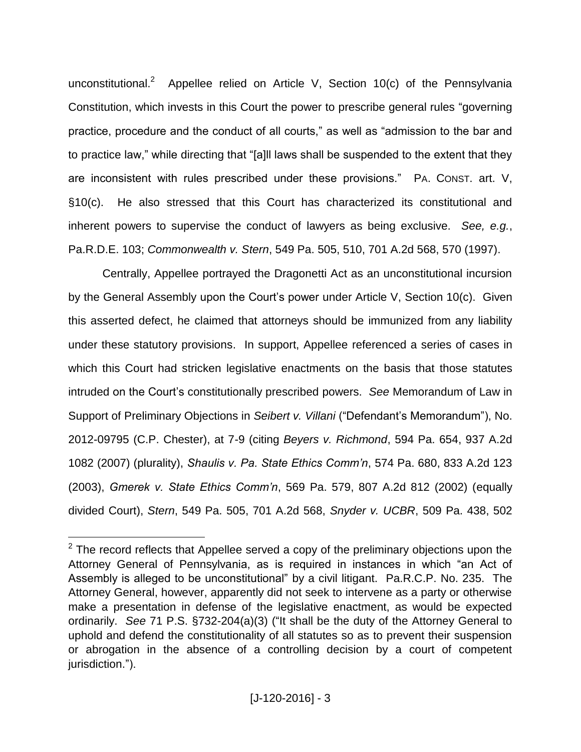unconstitutional.[2] Appellee relied on Article V, Section 10(c) of the Pennsylvania Constitution, which invests in this Court the power to prescribe general rules "governing practice, procedure and the conduct of all courts," as well as "admission to the bar and to practice law," while directing that "[a]ll laws shall be suspended to the extent that they are inconsistent with rules prescribed under these provisions." PA. CONST. art. V, §10(c). He also stressed that this Court has characterized its constitutional and inherent powers to supervise the conduct of lawyers as being exclusive. *See, e.g.*, Pa.R.D.E. 103; *Commonwealth v. Stern*, 549 Pa. 505, 510, 701 A.2d 568, 570 (1997).

Centrally, Appellee portrayed the Dragonetti Act as an unconstitutional incursion by the General Assembly upon the Court's power under Article V, Section 10(c). Given this asserted defect, he claimed that attorneys should be immunized from any liability under these statutory provisions. In support, Appellee referenced a series of cases in which this Court had stricken legislative enactments on the basis that those statutes intruded on the Court's constitutionally prescribed powers. *See* Memorandum of Law in Support of Preliminary Objections in *Seibert v. Villani* ("Defendant's Memorandum"), No. 2012-09795 (C.P. Chester), at 7-9 (citing *Beyers v. Richmond*, 594 Pa. 654, 937 A.2d 1082 (2007) (plurality), *Shaulis v. Pa. State Ethics Comm'n*, 574 Pa. 680, 833 A.2d 123 (2003), *Gmerek v. State Ethics Comm'n*, 569 Pa. 579, 807 A.2d 812 (2002) (equally divided Court), *Stern*, 549 Pa. 505, 701 A.2d 568, *Snyder v. UCBR*, 509 Pa. 438, 502

---

[2] The record reflects that Appellee served a copy of the preliminary objections upon the Attorney General of Pennsylvania, as is required in instances in which "an Act of Assembly is alleged to be unconstitutional" by a civil litigant. Pa.R.C.P. No. 235. The Attorney General, however, apparently did not seek to intervene as a party or otherwise make a presentation in defense of the legislative enactment, as would be expected ordinarily. *See* 71 P.S. §732-204(a)(3) ("It shall be the duty of the Attorney General to uphold and defend the constitutionality of all statutes so as to prevent their suspension or abrogation in the absence of a controlling decision by a court of competent jurisdiction.").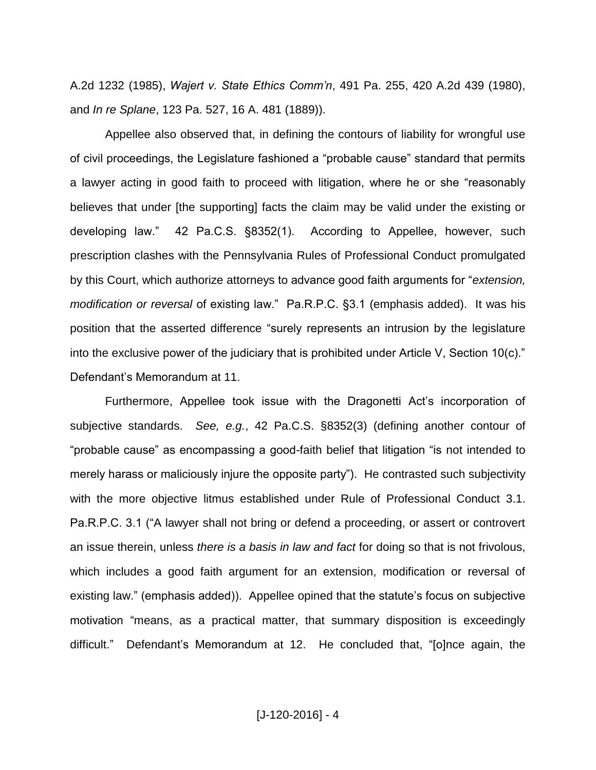A.2d 1232 (1985), *Wajert v. State Ethics Comm'n*, 491 Pa. 255, 420 A.2d 439 (1980), and *In re Splane*, 123 Pa. 527, 16 A. 481 (1889)).

Appellee also observed that, in defining the contours of liability for wrongful use of civil proceedings, the Legislature fashioned a "probable cause" standard that permits a lawyer acting in good faith to proceed with litigation, where he or she "reasonably believes that under [the supporting] facts the claim may be valid under the existing or developing law." 42 Pa.C.S. §8352(1). According to Appellee, however, such prescription clashes with the Pennsylvania Rules of Professional Conduct promulgated by this Court, which authorize attorneys to advance good faith arguments for "*extension, modification or reversal* of existing law." Pa.R.P.C. §3.1 (emphasis added). It was his position that the asserted difference "surely represents an intrusion by the legislature into the exclusive power of the judiciary that is prohibited under Article V, Section 10(c)." Defendant's Memorandum at 11.

Furthermore, Appellee took issue with the Dragonetti Act's incorporation of subjective standards. *See, e.g.*, 42 Pa.C.S. §8352(3) (defining another contour of "probable cause" as encompassing a good-faith belief that litigation "is not intended to merely harass or maliciously injure the opposite party"). He contrasted such subjectivity with the more objective litmus established under Rule of Professional Conduct 3.1. Pa.R.P.C. 3.1 ("A lawyer shall not bring or defend a proceeding, or assert or controvert an issue therein, unless *there is a basis in law and fact* for doing so that is not frivolous, which includes a good faith argument for an extension, modification or reversal of existing law." (emphasis added)). Appellee opined that the statute's focus on subjective motivation "means, as a practical matter, that summary disposition is exceedingly difficult." Defendant's Memorandum at 12. He concluded that, "[o]nce again, the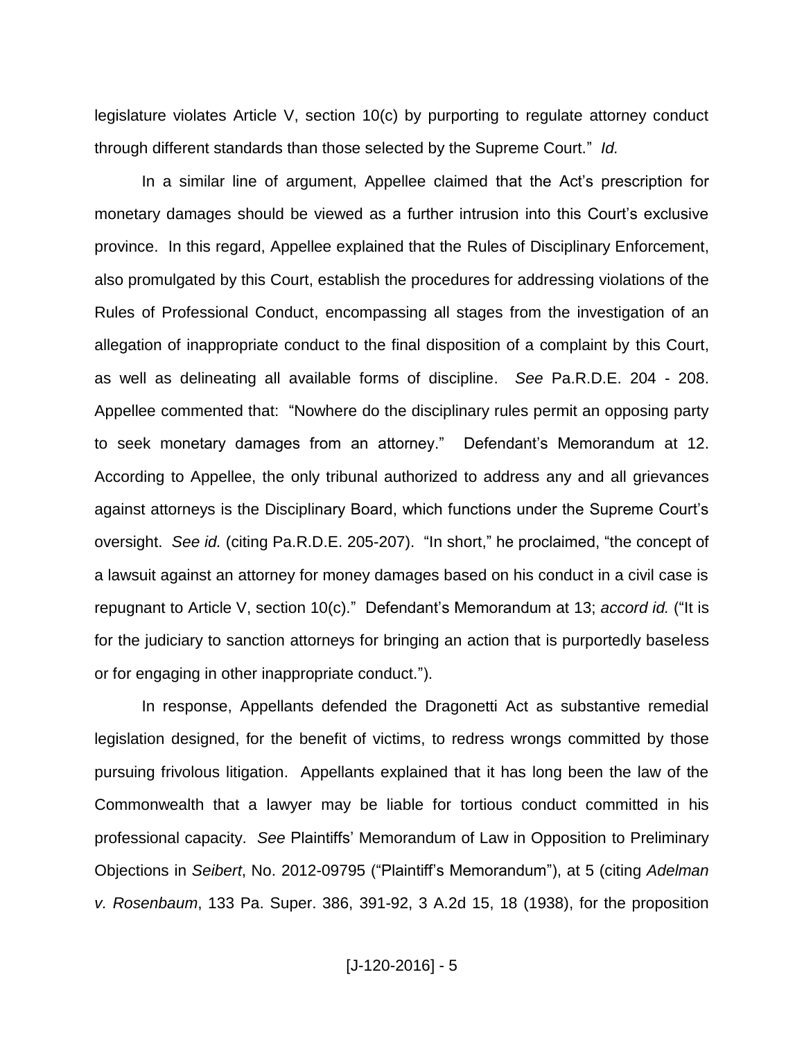legislature violates Article V, section 10(c) by purporting to regulate attorney conduct through different standards than those selected by the Supreme Court." *Id.*

In a similar line of argument, Appellee claimed that the Act's prescription for monetary damages should be viewed as a further intrusion into this Court's exclusive province. In this regard, Appellee explained that the Rules of Disciplinary Enforcement, also promulgated by this Court, establish the procedures for addressing violations of the Rules of Professional Conduct, encompassing all stages from the investigation of an allegation of inappropriate conduct to the final disposition of a complaint by this Court, as well as delineating all available forms of discipline. *See* Pa.R.D.E. 204 - 208. Appellee commented that: "Nowhere do the disciplinary rules permit an opposing party to seek monetary damages from an attorney." Defendant's Memorandum at 12. According to Appellee, the only tribunal authorized to address any and all grievances against attorneys is the Disciplinary Board, which functions under the Supreme Court's oversight. *See id.* (citing Pa.R.D.E. 205-207). "In short," he proclaimed, "the concept of a lawsuit against an attorney for money damages based on his conduct in a civil case is repugnant to Article V, section 10(c)." Defendant's Memorandum at 13; *accord id.* ("It is for the judiciary to sanction attorneys for bringing an action that is purportedly baseless or for engaging in other inappropriate conduct.").

In response, Appellants defended the Dragonetti Act as substantive remedial legislation designed, for the benefit of victims, to redress wrongs committed by those pursuing frivolous litigation. Appellants explained that it has long been the law of the Commonwealth that a lawyer may be liable for tortious conduct committed in his professional capacity. *See* Plaintiffs' Memorandum of Law in Opposition to Preliminary Objections in *Seibert*, No. 2012-09795 ("Plaintiff's Memorandum"), at 5 (citing *Adelman v. Rosenbaum*, 133 Pa. Super. 386, 391-92, 3 A.2d 15, 18 (1938), for the proposition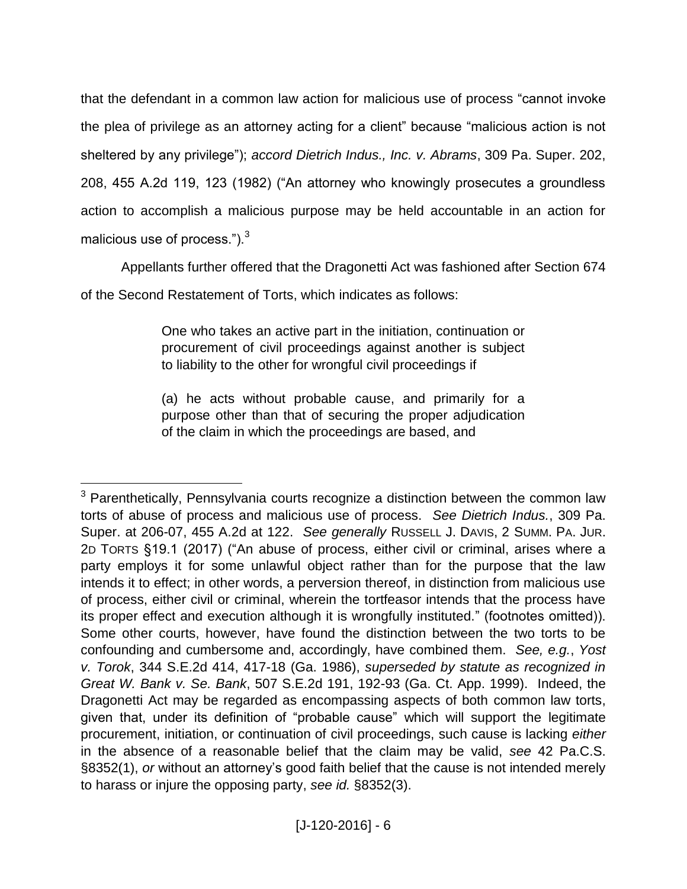that the defendant in a common law action for malicious use of process "cannot invoke the plea of privilege as an attorney acting for a client" because "malicious action is not sheltered by any privilege"); *accord Dietrich Indus., Inc. v. Abrams*, 309 Pa. Super. 202, 208, 455 A.2d 119, 123 (1982) ("An attorney who knowingly prosecutes a groundless action to accomplish a malicious purpose may be held accountable in an action for malicious use of process.").[3]

Appellants further offered that the Dragonetti Act was fashioned after Section 674 of the Second Restatement of Torts, which indicates as follows:

> One who takes an active part in the initiation, continuation or procurement of civil proceedings against another is subject to liability to the other for wrongful civil proceedings if
>
> (a) he acts without probable cause, and primarily for a purpose other than that of securing the proper adjudication of the claim in which the proceedings are based, and

---

[3] Parenthetically, Pennsylvania courts recognize a distinction between the common law torts of abuse of process and malicious use of process. *See Dietrich Indus.*, 309 Pa. Super. at 206-07, 455 A.2d at 122. *See generally* RUSSELL J. DAVIS, 2 SUMM. PA. JUR. 2D TORTS §19.1 (2017) ("An abuse of process, either civil or criminal, arises where a party employs it for some unlawful object rather than for the purpose that the law intends it to effect; in other words, a perversion thereof, in distinction from malicious use of process, either civil or criminal, wherein the tortfeasor intends that the process have its proper effect and execution although it is wrongfully instituted." (footnotes omitted)). Some other courts, however, have found the distinction between the two torts to be confounding and cumbersome and, accordingly, have combined them. *See, e.g.*, *Yost v. Torok*, 344 S.E.2d 414, 417-18 (Ga. 1986), *superseded by statute as recognized in Great W. Bank v. Se. Bank*, 507 S.E.2d 191, 192-93 (Ga. Ct. App. 1999). Indeed, the Dragonetti Act may be regarded as encompassing aspects of both common law torts, given that, under its definition of "probable cause" which will support the legitimate procurement, initiation, or continuation of civil proceedings, such cause is lacking *either* in the absence of a reasonable belief that the claim may be valid, *see* 42 Pa.C.S. §8352(1), *or* without an attorney's good faith belief that the cause is not intended merely to harass or injure the opposing party, *see id.* §8352(3).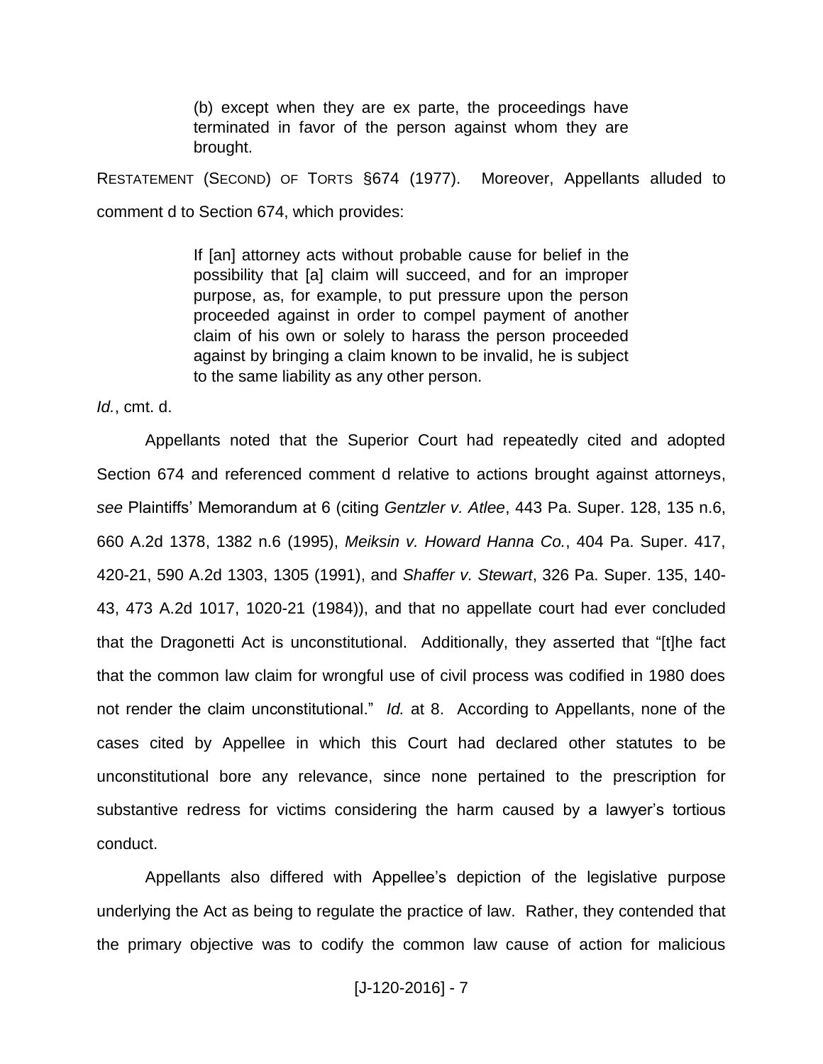> (b) except when they are ex parte, the proceedings have terminated in favor of the person against whom they are brought.

RESTATEMENT (SECOND) OF TORTS §674 (1977). Moreover, Appellants alluded to comment d to Section 674, which provides:

> If [an] attorney acts without probable cause for belief in the possibility that [a] claim will succeed, and for an improper purpose, as, for example, to put pressure upon the person proceeded against in order to compel payment of another claim of his own or solely to harass the person proceeded against by bringing a claim known to be invalid, he is subject to the same liability as any other person.

*Id.*, cmt. d.

Appellants noted that the Superior Court had repeatedly cited and adopted Section 674 and referenced comment d relative to actions brought against attorneys, *see* Plaintiffs' Memorandum at 6 (citing *Gentzler v. Atlee*, 443 Pa. Super. 128, 135 n.6, 660 A.2d 1378, 1382 n.6 (1995), *Meiksin v. Howard Hanna Co.*, 404 Pa. Super. 417, 420-21, 590 A.2d 1303, 1305 (1991), and *Shaffer v. Stewart*, 326 Pa. Super. 135, 140-43, 473 A.2d 1017, 1020-21 (1984)), and that no appellate court had ever concluded that the Dragonetti Act is unconstitutional. Additionally, they asserted that "[t]he fact that the common law claim for wrongful use of civil process was codified in 1980 does not render the claim unconstitutional." *Id.* at 8. According to Appellants, none of the cases cited by Appellee in which this Court had declared other statutes to be unconstitutional bore any relevance, since none pertained to the prescription for substantive redress for victims considering the harm caused by a lawyer's tortious conduct.

Appellants also differed with Appellee's depiction of the legislative purpose underlying the Act as being to regulate the practice of law. Rather, they contended that the primary objective was to codify the common law cause of action for malicious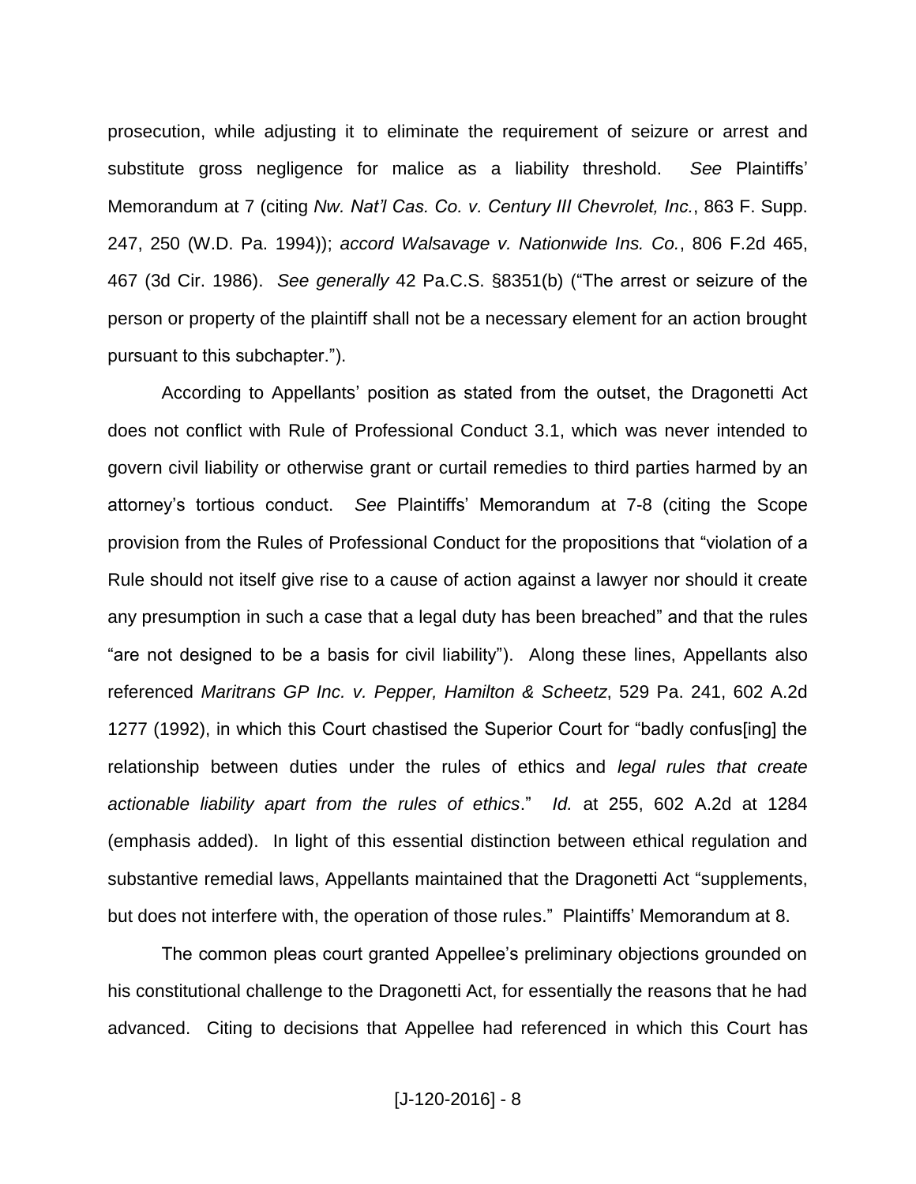prosecution, while adjusting it to eliminate the requirement of seizure or arrest and substitute gross negligence for malice as a liability threshold. *See* Plaintiffs' Memorandum at 7 (citing *Nw. Nat'l Cas. Co. v. Century III Chevrolet, Inc.*, 863 F. Supp. 247, 250 (W.D. Pa. 1994)); *accord Walsavage v. Nationwide Ins. Co.*, 806 F.2d 465, 467 (3d Cir. 1986). *See generally* 42 Pa.C.S. §8351(b) ("The arrest or seizure of the person or property of the plaintiff shall not be a necessary element for an action brought pursuant to this subchapter.").

According to Appellants' position as stated from the outset, the Dragonetti Act does not conflict with Rule of Professional Conduct 3.1, which was never intended to govern civil liability or otherwise grant or curtail remedies to third parties harmed by an attorney's tortious conduct. *See* Plaintiffs' Memorandum at 7-8 (citing the Scope provision from the Rules of Professional Conduct for the propositions that "violation of a Rule should not itself give rise to a cause of action against a lawyer nor should it create any presumption in such a case that a legal duty has been breached" and that the rules "are not designed to be a basis for civil liability"). Along these lines, Appellants also referenced *Maritrans GP Inc. v. Pepper, Hamilton & Scheetz*, 529 Pa. 241, 602 A.2d 1277 (1992), in which this Court chastised the Superior Court for "badly confus[ing] the relationship between duties under the rules of ethics and *legal rules that create actionable liability apart from the rules of ethics*." *Id.* at 255, 602 A.2d at 1284 (emphasis added). In light of this essential distinction between ethical regulation and substantive remedial laws, Appellants maintained that the Dragonetti Act "supplements, but does not interfere with, the operation of those rules." Plaintiffs' Memorandum at 8.

The common pleas court granted Appellee's preliminary objections grounded on his constitutional challenge to the Dragonetti Act, for essentially the reasons that he had advanced. Citing to decisions that Appellee had referenced in which this Court has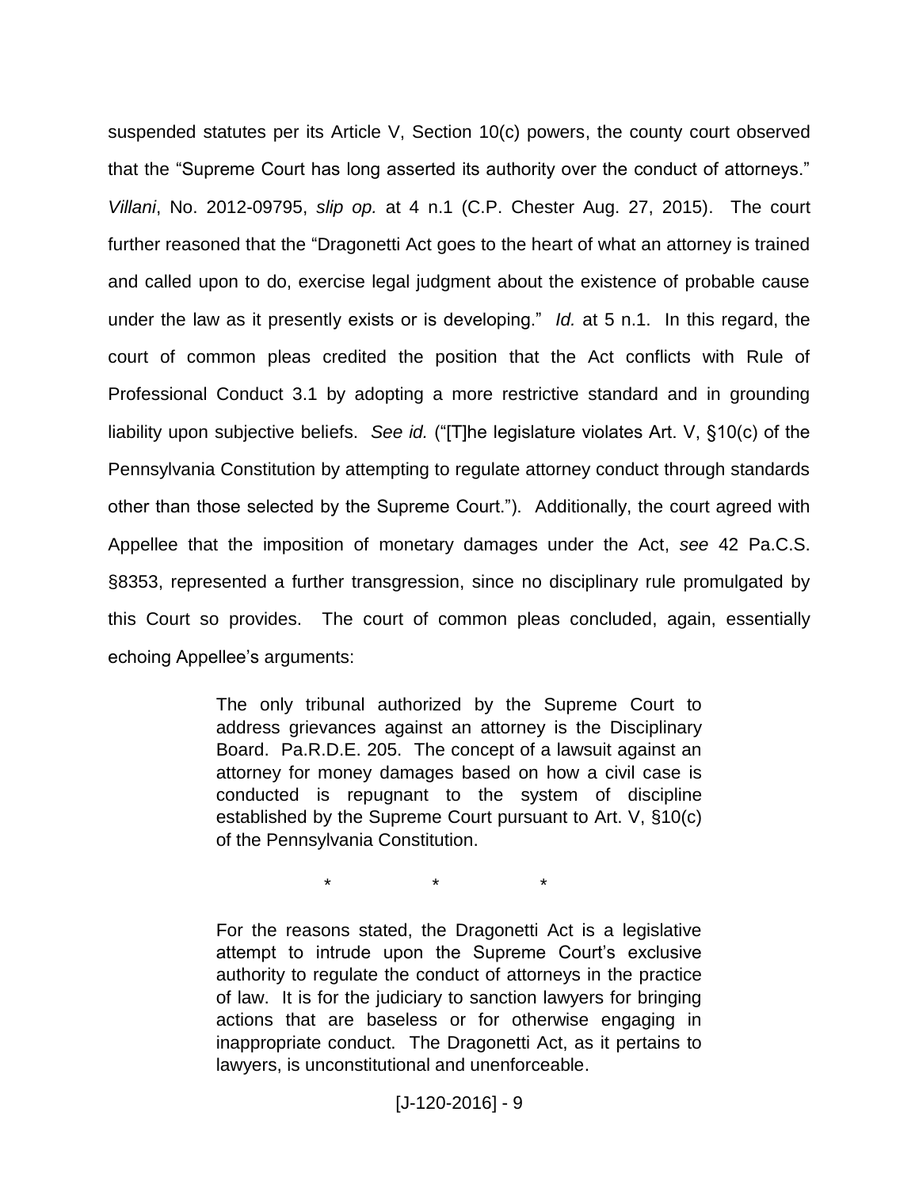suspended statutes per its Article V, Section 10(c) powers, the county court observed that the "Supreme Court has long asserted its authority over the conduct of attorneys." *Villani*, No. 2012-09795, *slip op.* at 4 n.1 (C.P. Chester Aug. 27, 2015). The court further reasoned that the "Dragonetti Act goes to the heart of what an attorney is trained and called upon to do, exercise legal judgment about the existence of probable cause under the law as it presently exists or is developing." *Id.* at 5 n.1. In this regard, the court of common pleas credited the position that the Act conflicts with Rule of Professional Conduct 3.1 by adopting a more restrictive standard and in grounding liability upon subjective beliefs. *See id.* ("[T]he legislature violates Art. V, §10(c) of the Pennsylvania Constitution by attempting to regulate attorney conduct through standards other than those selected by the Supreme Court."). Additionally, the court agreed with Appellee that the imposition of monetary damages under the Act, *see* 42 Pa.C.S. §8353, represented a further transgression, since no disciplinary rule promulgated by this Court so provides. The court of common pleas concluded, again, essentially echoing Appellee's arguments:

> The only tribunal authorized by the Supreme Court to address grievances against an attorney is the Disciplinary Board. Pa.R.D.E. 205. The concept of a lawsuit against an attorney for money damages based on how a civil case is conducted is repugnant to the system of discipline established by the Supreme Court pursuant to Art. V, §10(c) of the Pennsylvania Constitution.
>
> \* \* \*
>
> For the reasons stated, the Dragonetti Act is a legislative attempt to intrude upon the Supreme Court's exclusive authority to regulate the conduct of attorneys in the practice of law. It is for the judiciary to sanction lawyers for bringing actions that are baseless or for otherwise engaging in inappropriate conduct. The Dragonetti Act, as it pertains to lawyers, is unconstitutional and unenforceable.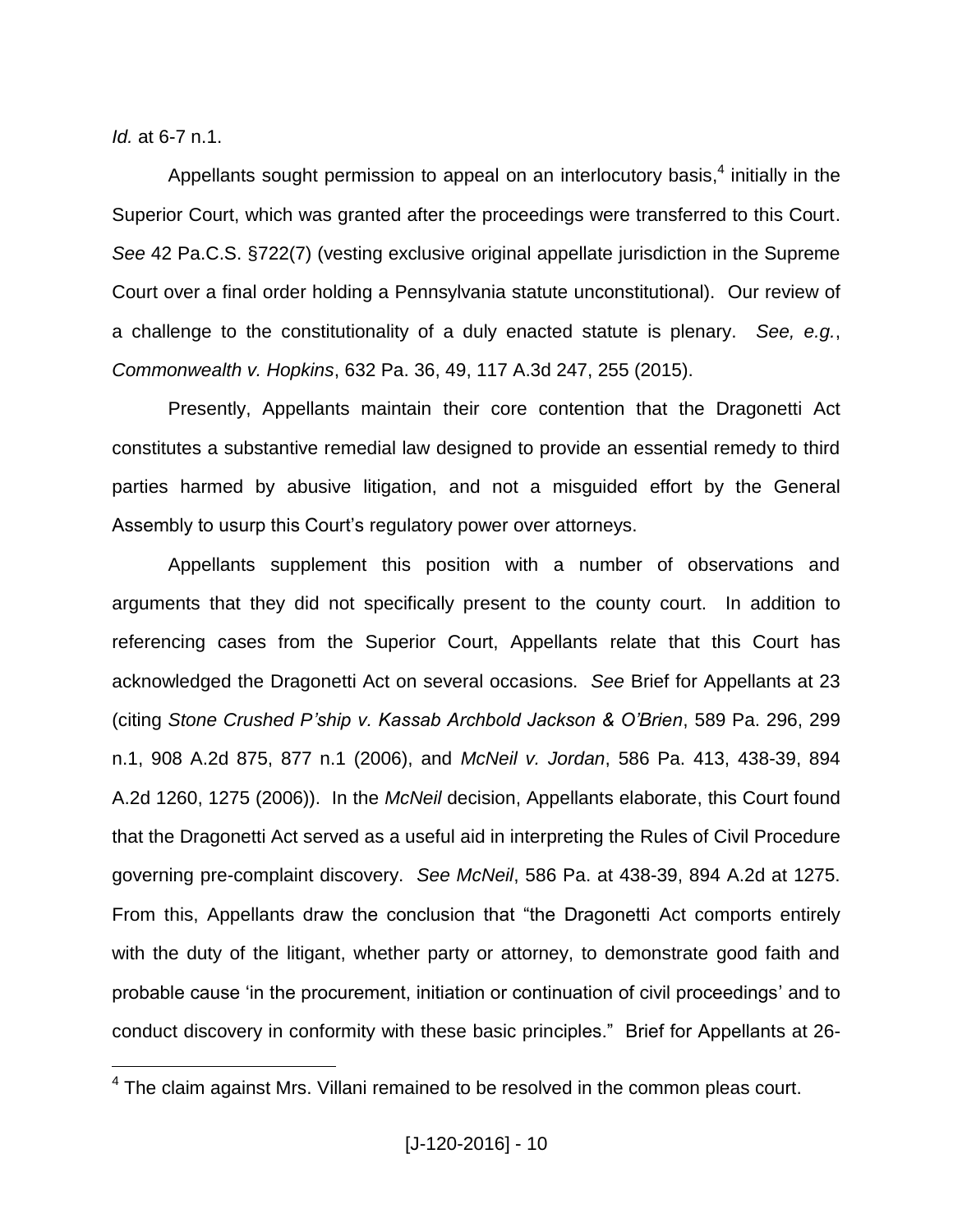*Id.* at 6-7 n.1.

Appellants sought permission to appeal on an interlocutory basis,[4] initially in the Superior Court, which was granted after the proceedings were transferred to this Court. *See* 42 Pa.C.S. §722(7) (vesting exclusive original appellate jurisdiction in the Supreme Court over a final order holding a Pennsylvania statute unconstitutional). Our review of a challenge to the constitutionality of a duly enacted statute is plenary. *See, e.g.*, *Commonwealth v. Hopkins*, 632 Pa. 36, 49, 117 A.3d 247, 255 (2015).

Presently, Appellants maintain their core contention that the Dragonetti Act constitutes a substantive remedial law designed to provide an essential remedy to third parties harmed by abusive litigation, and not a misguided effort by the General Assembly to usurp this Court's regulatory power over attorneys.

Appellants supplement this position with a number of observations and arguments that they did not specifically present to the county court. In addition to referencing cases from the Superior Court, Appellants relate that this Court has acknowledged the Dragonetti Act on several occasions. *See* Brief for Appellants at 23 (citing *Stone Crushed P'ship v. Kassab Archbold Jackson & O'Brien*, 589 Pa. 296, 299 n.1, 908 A.2d 875, 877 n.1 (2006), and *McNeil v. Jordan*, 586 Pa. 413, 438-39, 894 A.2d 1260, 1275 (2006)). In the *McNeil* decision, Appellants elaborate, this Court found that the Dragonetti Act served as a useful aid in interpreting the Rules of Civil Procedure governing pre-complaint discovery. *See McNeil*, 586 Pa. at 438-39, 894 A.2d at 1275. From this, Appellants draw the conclusion that "the Dragonetti Act comports entirely with the duty of the litigant, whether party or attorney, to demonstrate good faith and probable cause 'in the procurement, initiation or continuation of civil proceedings' and to conduct discovery in conformity with these basic principles." Brief for Appellants at 26-

[4] The claim against Mrs. Villani remained to be resolved in the common pleas court.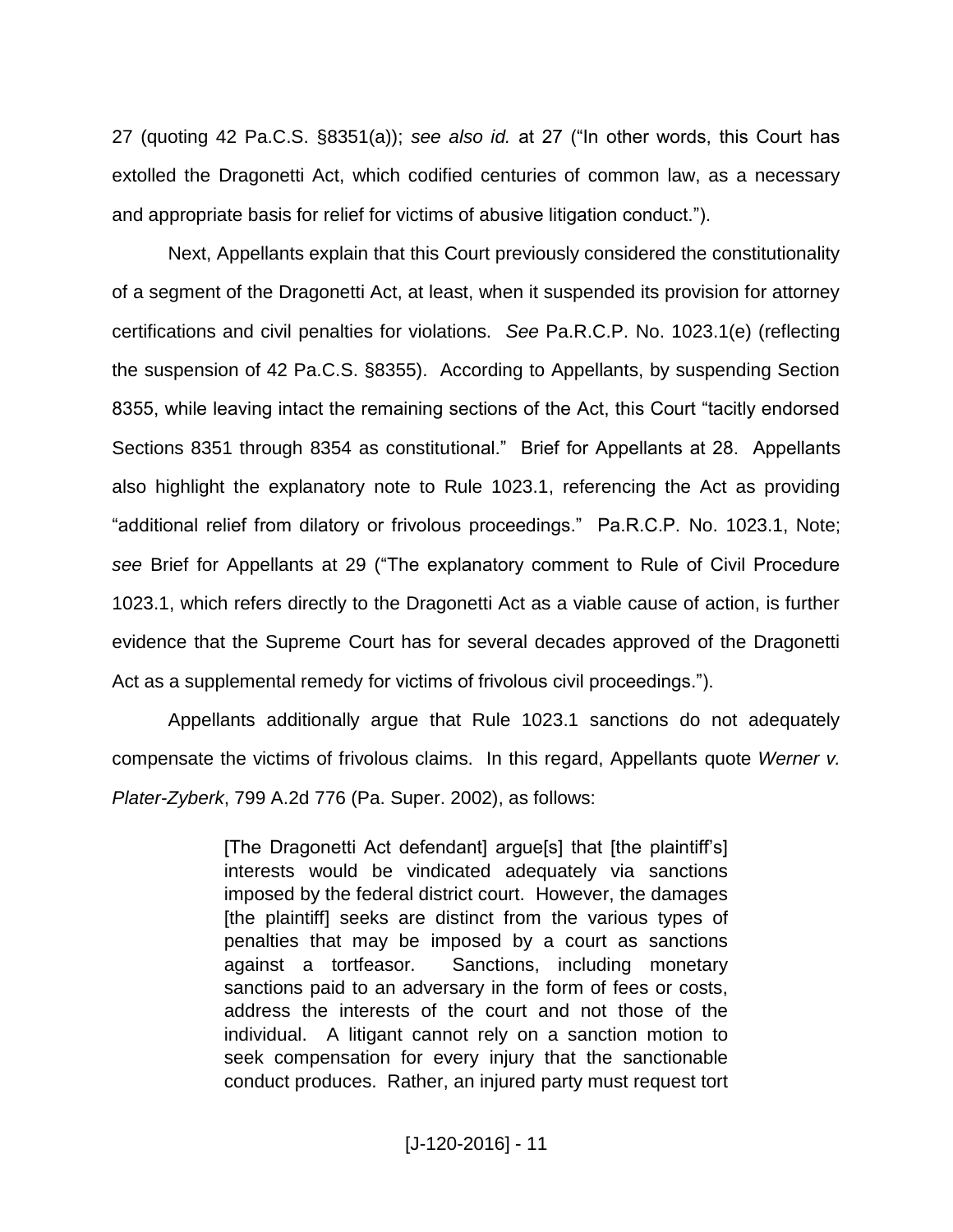27 (quoting 42 Pa.C.S. §8351(a)); *see also id.* at 27 ("In other words, this Court has extolled the Dragonetti Act, which codified centuries of common law, as a necessary and appropriate basis for relief for victims of abusive litigation conduct.").

Next, Appellants explain that this Court previously considered the constitutionality of a segment of the Dragonetti Act, at least, when it suspended its provision for attorney certifications and civil penalties for violations. *See* Pa.R.C.P. No. 1023.1(e) (reflecting the suspension of 42 Pa.C.S. §8355). According to Appellants, by suspending Section 8355, while leaving intact the remaining sections of the Act, this Court "tacitly endorsed Sections 8351 through 8354 as constitutional." Brief for Appellants at 28. Appellants also highlight the explanatory note to Rule 1023.1, referencing the Act as providing "additional relief from dilatory or frivolous proceedings." Pa.R.C.P. No. 1023.1, Note; *see* Brief for Appellants at 29 ("The explanatory comment to Rule of Civil Procedure 1023.1, which refers directly to the Dragonetti Act as a viable cause of action, is further evidence that the Supreme Court has for several decades approved of the Dragonetti Act as a supplemental remedy for victims of frivolous civil proceedings.").

Appellants additionally argue that Rule 1023.1 sanctions do not adequately compensate the victims of frivolous claims. In this regard, Appellants quote *Werner v. Plater-Zyberk*, 799 A.2d 776 (Pa. Super. 2002), as follows:

> [The Dragonetti Act defendant] argue[s] that [the plaintiff's] interests would be vindicated adequately via sanctions imposed by the federal district court. However, the damages [the plaintiff] seeks are distinct from the various types of penalties that may be imposed by a court as sanctions against a tortfeasor. Sanctions, including monetary sanctions paid to an adversary in the form of fees or costs, address the interests of the court and not those of the individual. A litigant cannot rely on a sanction motion to seek compensation for every injury that the sanctionable conduct produces. Rather, an injured party must request tort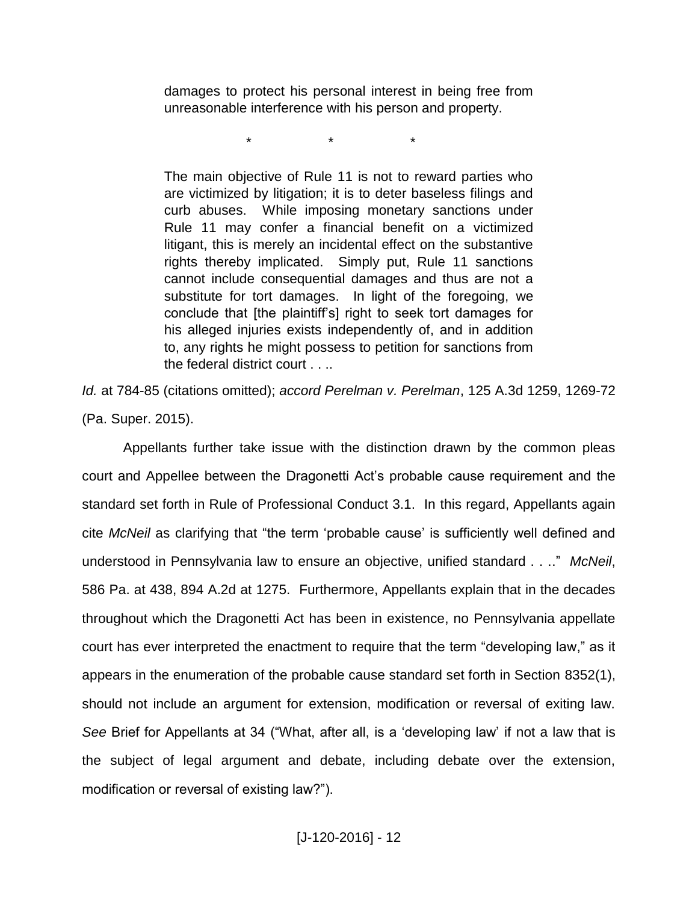> damages to protect his personal interest in being free from unreasonable interference with his person and property.
>
> \*    \*    \*
>
> The main objective of Rule 11 is not to reward parties who are victimized by litigation; it is to deter baseless filings and curb abuses. While imposing monetary sanctions under Rule 11 may confer a financial benefit on a victimized litigant, this is merely an incidental effect on the substantive rights thereby implicated. Simply put, Rule 11 sanctions cannot include consequential damages and thus are not a substitute for tort damages. In light of the foregoing, we conclude that [the plaintiff's] right to seek tort damages for his alleged injuries exists independently of, and in addition to, any rights he might possess to petition for sanctions from the federal district court . . ..

*Id.* at 784-85 (citations omitted); *accord Perelman v. Perelman*, 125 A.3d 1259, 1269-72 (Pa. Super. 2015).

Appellants further take issue with the distinction drawn by the common pleas court and Appellee between the Dragonetti Act's probable cause requirement and the standard set forth in Rule of Professional Conduct 3.1. In this regard, Appellants again cite *McNeil* as clarifying that "the term 'probable cause' is sufficiently well defined and understood in Pennsylvania law to ensure an objective, unified standard . . .." *McNeil*, 586 Pa. at 438, 894 A.2d at 1275. Furthermore, Appellants explain that in the decades throughout which the Dragonetti Act has been in existence, no Pennsylvania appellate court has ever interpreted the enactment to require that the term "developing law," as it appears in the enumeration of the probable cause standard set forth in Section 8352(1), should not include an argument for extension, modification or reversal of exiting law. *See* Brief for Appellants at 34 ("What, after all, is a 'developing law' if not a law that is the subject of legal argument and debate, including debate over the extension, modification or reversal of existing law?").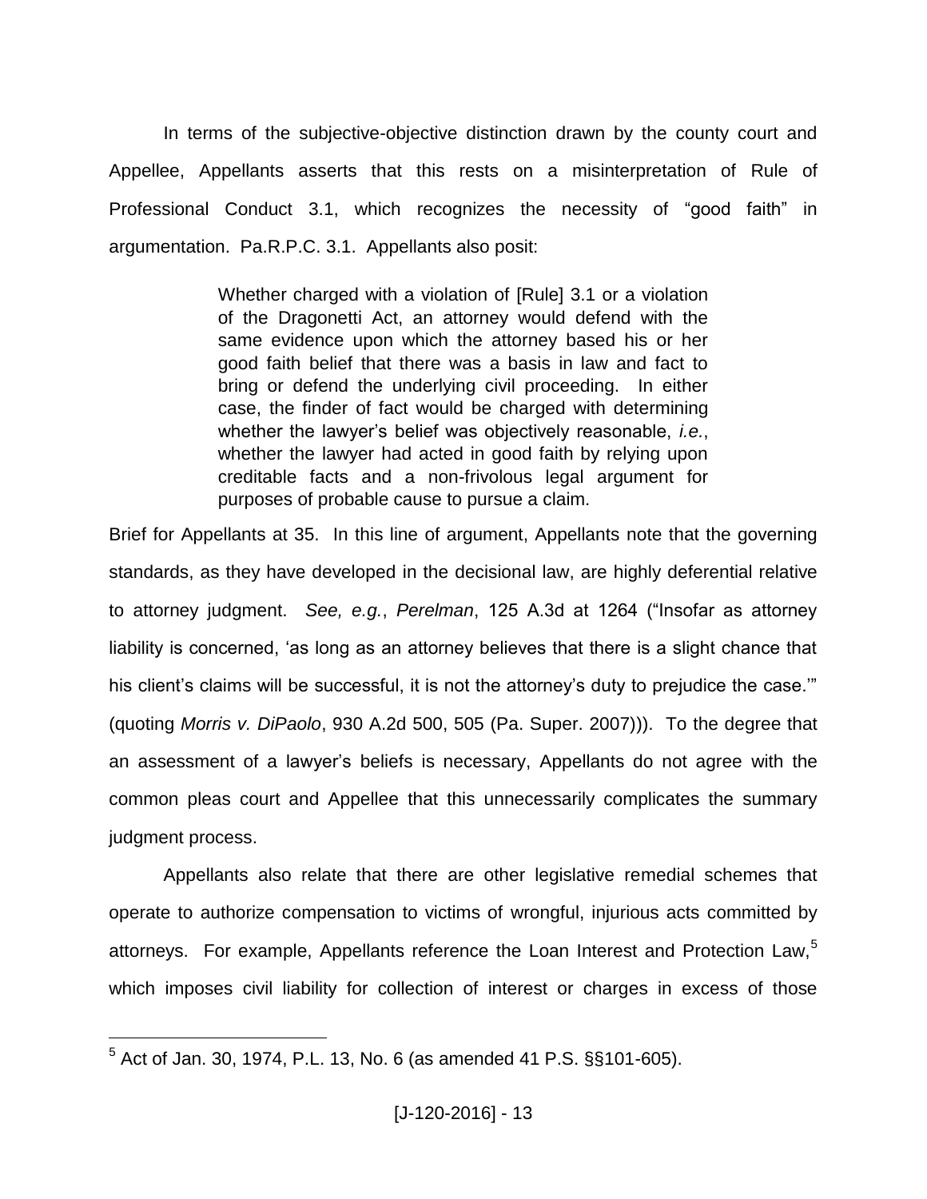In terms of the subjective-objective distinction drawn by the county court and Appellee, Appellants asserts that this rests on a misinterpretation of Rule of Professional Conduct 3.1, which recognizes the necessity of "good faith" in argumentation. Pa.R.P.C. 3.1. Appellants also posit:

> Whether charged with a violation of [Rule] 3.1 or a violation of the Dragonetti Act, an attorney would defend with the same evidence upon which the attorney based his or her good faith belief that there was a basis in law and fact to bring or defend the underlying civil proceeding. In either case, the finder of fact would be charged with determining whether the lawyer's belief was objectively reasonable, *i.e.*, whether the lawyer had acted in good faith by relying upon creditable facts and a non-frivolous legal argument for purposes of probable cause to pursue a claim.

Brief for Appellants at 35. In this line of argument, Appellants note that the governing standards, as they have developed in the decisional law, are highly deferential relative to attorney judgment. *See, e.g.*, *Perelman*, 125 A.3d at 1264 ("Insofar as attorney liability is concerned, 'as long as an attorney believes that there is a slight chance that his client's claims will be successful, it is not the attorney's duty to prejudice the case.'" (quoting *Morris v. DiPaolo*, 930 A.2d 500, 505 (Pa. Super. 2007))). To the degree that an assessment of a lawyer's beliefs is necessary, Appellants do not agree with the common pleas court and Appellee that this unnecessarily complicates the summary judgment process.

Appellants also relate that there are other legislative remedial schemes that operate to authorize compensation to victims of wrongful, injurious acts committed by attorneys. For example, Appellants reference the Loan Interest and Protection Law,[5] which imposes civil liability for collection of interest or charges in excess of those

---

[5] Act of Jan. 30, 1974, P.L. 13, No. 6 (as amended 41 P.S. §§101-605).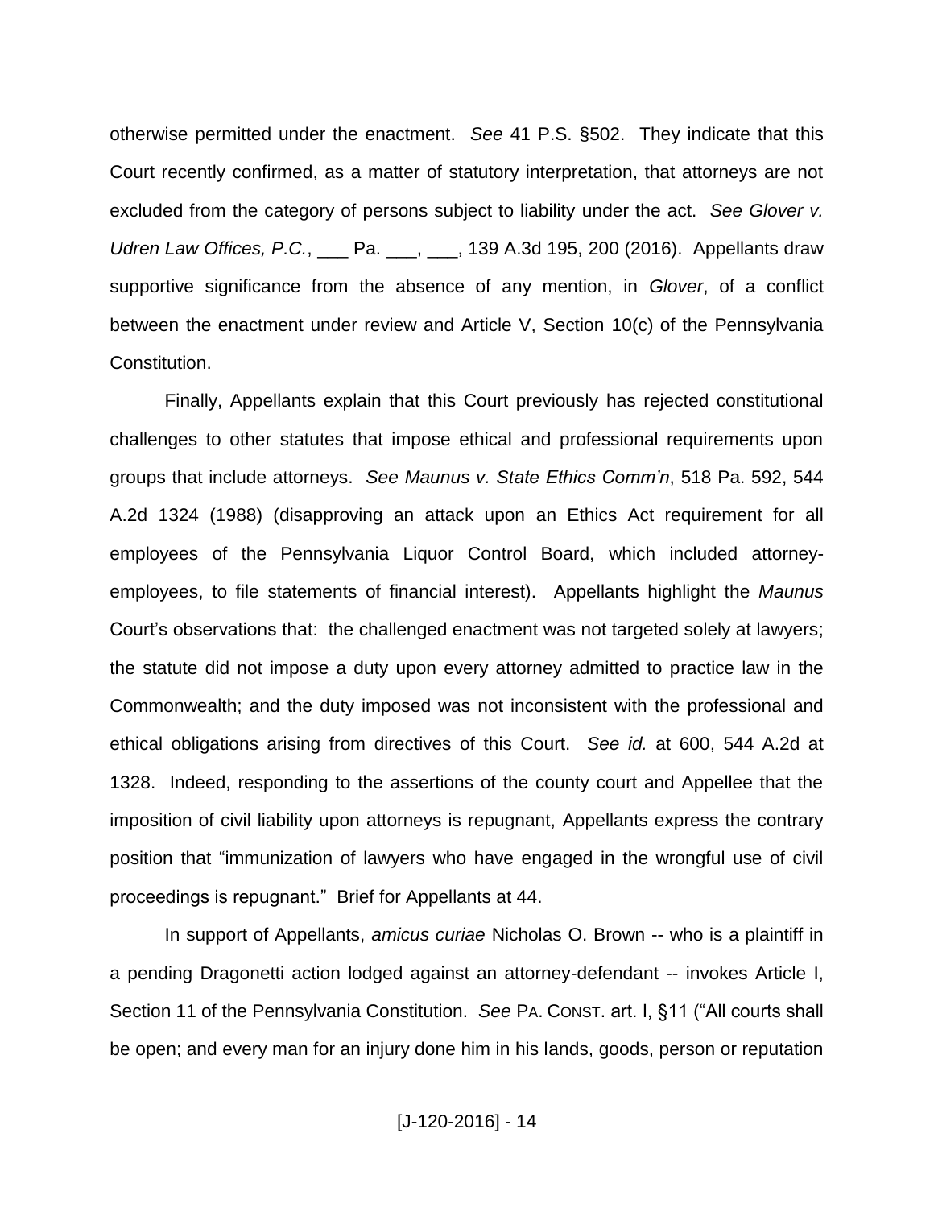otherwise permitted under the enactment. *See* 41 P.S. §502. They indicate that this Court recently confirmed, as a matter of statutory interpretation, that attorneys are not excluded from the category of persons subject to liability under the act. *See Glover v. Udren Law Offices, P.C.*, ___ Pa. ___, ___, 139 A.3d 195, 200 (2016). Appellants draw supportive significance from the absence of any mention, in *Glover*, of a conflict between the enactment under review and Article V, Section 10(c) of the Pennsylvania Constitution.

Finally, Appellants explain that this Court previously has rejected constitutional challenges to other statutes that impose ethical and professional requirements upon groups that include attorneys. *See Maunus v. State Ethics Comm'n*, 518 Pa. 592, 544 A.2d 1324 (1988) (disapproving an attack upon an Ethics Act requirement for all employees of the Pennsylvania Liquor Control Board, which included attorney-employees, to file statements of financial interest). Appellants highlight the *Maunus* Court's observations that: the challenged enactment was not targeted solely at lawyers; the statute did not impose a duty upon every attorney admitted to practice law in the Commonwealth; and the duty imposed was not inconsistent with the professional and ethical obligations arising from directives of this Court. *See id.* at 600, 544 A.2d at 1328. Indeed, responding to the assertions of the county court and Appellee that the imposition of civil liability upon attorneys is repugnant, Appellants express the contrary position that "immunization of lawyers who have engaged in the wrongful use of civil proceedings is repugnant." Brief for Appellants at 44.

In support of Appellants, *amicus curiae* Nicholas O. Brown -- who is a plaintiff in a pending Dragonetti action lodged against an attorney-defendant -- invokes Article I, Section 11 of the Pennsylvania Constitution. *See* PA. CONST. art. I, §11 ("All courts shall be open; and every man for an injury done him in his lands, goods, person or reputation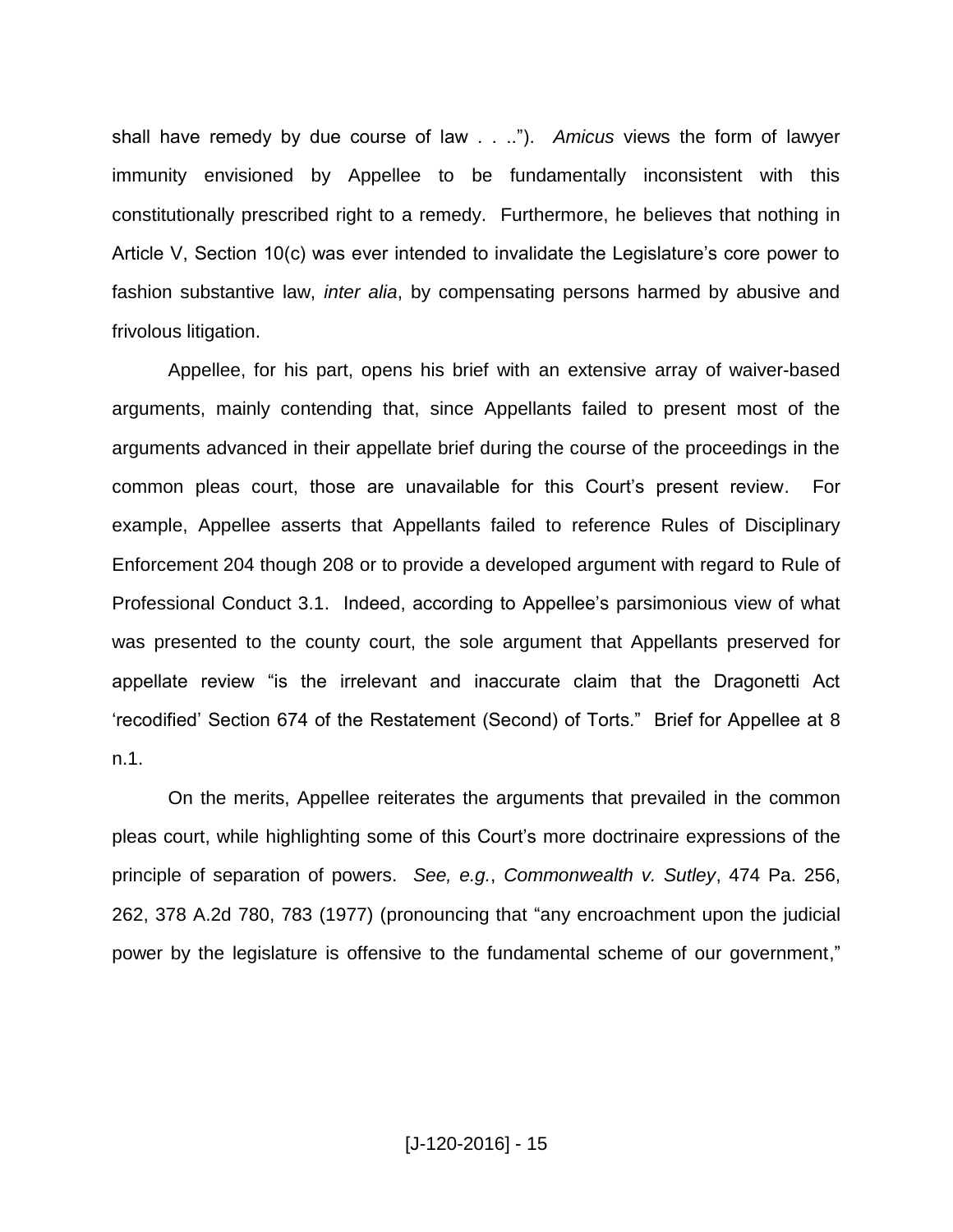shall have remedy by due course of law . . ..").  *Amicus* views the form of lawyer immunity envisioned by Appellee to be fundamentally inconsistent with this constitutionally prescribed right to a remedy.  Furthermore, he believes that nothing in Article V, Section 10(c) was ever intended to invalidate the Legislature's core power to fashion substantive law, *inter alia*, by compensating persons harmed by abusive and frivolous litigation.

Appellee, for his part, opens his brief with an extensive array of waiver-based arguments, mainly contending that, since Appellants failed to present most of the arguments advanced in their appellate brief during the course of the proceedings in the common pleas court, those are unavailable for this Court's present review.  For example, Appellee asserts that Appellants failed to reference Rules of Disciplinary Enforcement 204 though 208 or to provide a developed argument with regard to Rule of Professional Conduct 3.1.  Indeed, according to Appellee's parsimonious view of what was presented to the county court, the sole argument that Appellants preserved for appellate review "is the irrelevant and inaccurate claim that the Dragonetti Act 'recodified' Section 674 of the Restatement (Second) of Torts."  Brief for Appellee at 8 n.1.

On the merits, Appellee reiterates the arguments that prevailed in the common pleas court, while highlighting some of this Court's more doctrinaire expressions of the principle of separation of powers.  *See, e.g.*, *Commonwealth v. Sutley*, 474 Pa. 256, 262, 378 A.2d 780, 783 (1977) (pronouncing that "any encroachment upon the judicial power by the legislature is offensive to the fundamental scheme of our government,"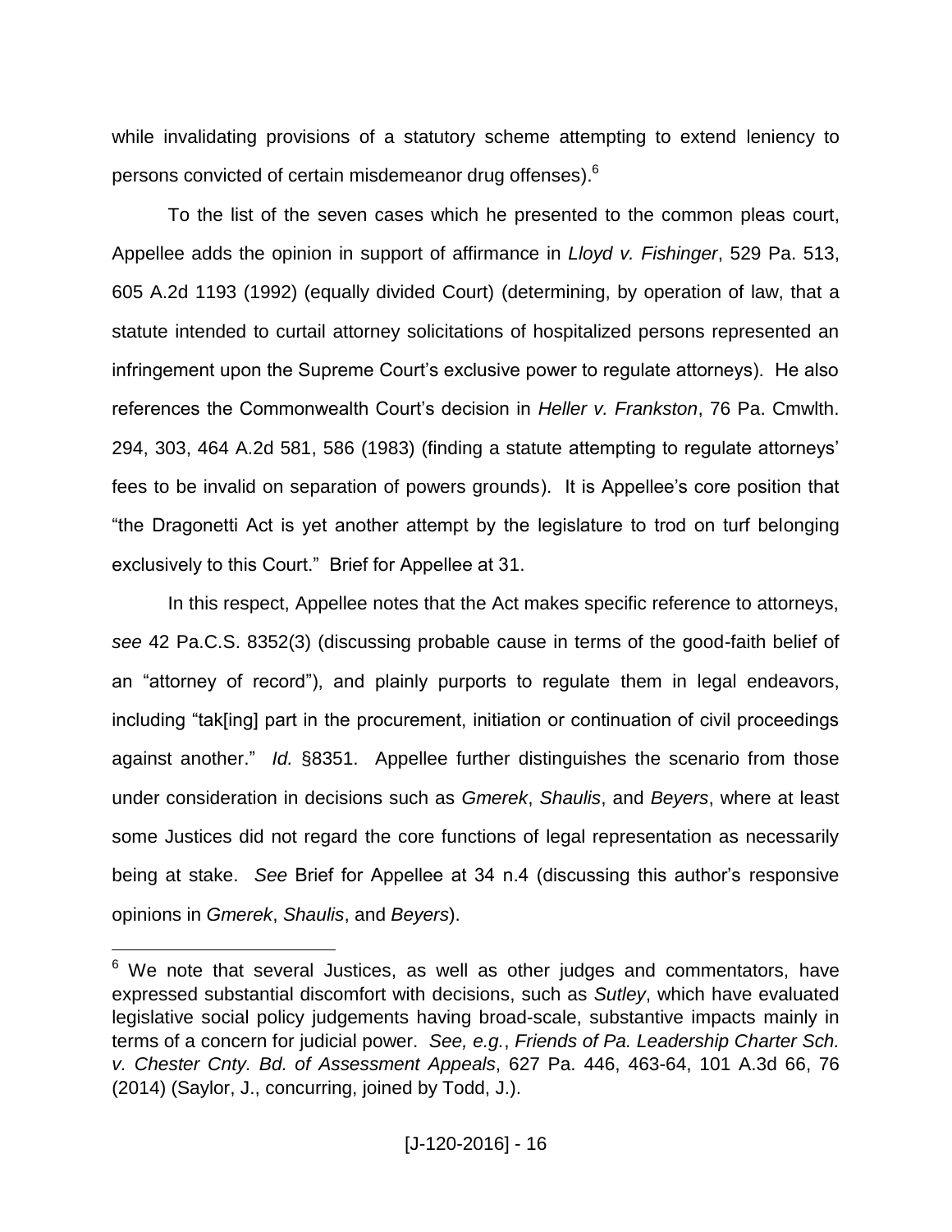while invalidating provisions of a statutory scheme attempting to extend leniency to persons convicted of certain misdemeanor drug offenses).[6]

To the list of the seven cases which he presented to the common pleas court, Appellee adds the opinion in support of affirmance in *Lloyd v. Fishinger*, 529 Pa. 513, 605 A.2d 1193 (1992) (equally divided Court) (determining, by operation of law, that a statute intended to curtail attorney solicitations of hospitalized persons represented an infringement upon the Supreme Court's exclusive power to regulate attorneys). He also references the Commonwealth Court's decision in *Heller v. Frankston*, 76 Pa. Cmwlth. 294, 303, 464 A.2d 581, 586 (1983) (finding a statute attempting to regulate attorneys' fees to be invalid on separation of powers grounds). It is Appellee's core position that "the Dragonetti Act is yet another attempt by the legislature to trod on turf belonging exclusively to this Court." Brief for Appellee at 31.

In this respect, Appellee notes that the Act makes specific reference to attorneys, *see* 42 Pa.C.S. 8352(3) (discussing probable cause in terms of the good-faith belief of an "attorney of record"), and plainly purports to regulate them in legal endeavors, including "tak[ing] part in the procurement, initiation or continuation of civil proceedings against another." *Id.* §8351. Appellee further distinguishes the scenario from those under consideration in decisions such as *Gmerek*, *Shaulis*, and *Beyers*, where at least some Justices did not regard the core functions of legal representation as necessarily being at stake. *See* Brief for Appellee at 34 n.4 (discussing this author's responsive opinions in *Gmerek*, *Shaulis*, and *Beyers*).

---

[6] We note that several Justices, as well as other judges and commentators, have expressed substantial discomfort with decisions, such as *Sutley*, which have evaluated legislative social policy judgements having broad-scale, substantive impacts mainly in terms of a concern for judicial power. *See, e.g.*, *Friends of Pa. Leadership Charter Sch. v. Chester Cnty. Bd. of Assessment Appeals*, 627 Pa. 446, 463-64, 101 A.3d 66, 76 (2014) (Saylor, J., concurring, joined by Todd, J.).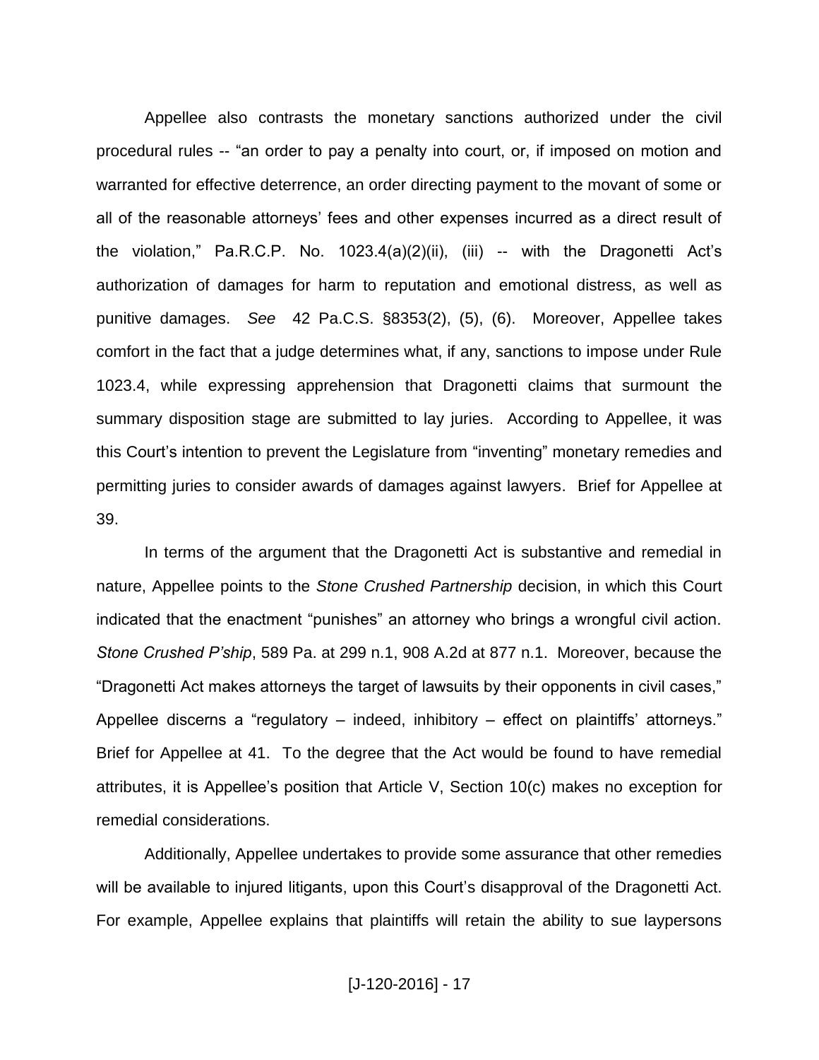Appellee also contrasts the monetary sanctions authorized under the civil procedural rules -- "an order to pay a penalty into court, or, if imposed on motion and warranted for effective deterrence, an order directing payment to the movant of some or all of the reasonable attorneys' fees and other expenses incurred as a direct result of the violation," Pa.R.C.P. No. 1023.4(a)(2)(ii), (iii) -- with the Dragonetti Act's authorization of damages for harm to reputation and emotional distress, as well as punitive damages. *See* 42 Pa.C.S. §8353(2), (5), (6). Moreover, Appellee takes comfort in the fact that a judge determines what, if any, sanctions to impose under Rule 1023.4, while expressing apprehension that Dragonetti claims that surmount the summary disposition stage are submitted to lay juries. According to Appellee, it was this Court's intention to prevent the Legislature from "inventing" monetary remedies and permitting juries to consider awards of damages against lawyers. Brief for Appellee at 39.

In terms of the argument that the Dragonetti Act is substantive and remedial in nature, Appellee points to the *Stone Crushed Partnership* decision, in which this Court indicated that the enactment "punishes" an attorney who brings a wrongful civil action. *Stone Crushed P'ship*, 589 Pa. at 299 n.1, 908 A.2d at 877 n.1. Moreover, because the "Dragonetti Act makes attorneys the target of lawsuits by their opponents in civil cases," Appellee discerns a "regulatory – indeed, inhibitory – effect on plaintiffs' attorneys." Brief for Appellee at 41. To the degree that the Act would be found to have remedial attributes, it is Appellee's position that Article V, Section 10(c) makes no exception for remedial considerations.

Additionally, Appellee undertakes to provide some assurance that other remedies will be available to injured litigants, upon this Court's disapproval of the Dragonetti Act. For example, Appellee explains that plaintiffs will retain the ability to sue laypersons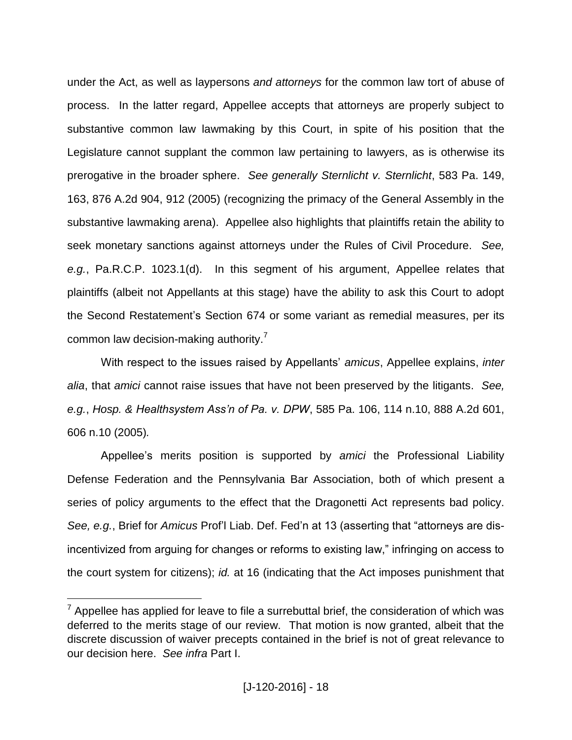under the Act, as well as laypersons *and attorneys* for the common law tort of abuse of process. In the latter regard, Appellee accepts that attorneys are properly subject to substantive common law lawmaking by this Court, in spite of his position that the Legislature cannot supplant the common law pertaining to lawyers, as is otherwise its prerogative in the broader sphere. *See generally Sternlicht v. Sternlicht*, 583 Pa. 149, 163, 876 A.2d 904, 912 (2005) (recognizing the primacy of the General Assembly in the substantive lawmaking arena). Appellee also highlights that plaintiffs retain the ability to seek monetary sanctions against attorneys under the Rules of Civil Procedure. *See, e.g.*, Pa.R.C.P. 1023.1(d). In this segment of his argument, Appellee relates that plaintiffs (albeit not Appellants at this stage) have the ability to ask this Court to adopt the Second Restatement's Section 674 or some variant as remedial measures, per its common law decision-making authority.[7]

With respect to the issues raised by Appellants' *amicus*, Appellee explains, *inter alia*, that *amici* cannot raise issues that have not been preserved by the litigants. *See, e.g.*, *Hosp. & Healthsystem Ass'n of Pa. v. DPW*, 585 Pa. 106, 114 n.10, 888 A.2d 601, 606 n.10 (2005)*.*

Appellee's merits position is supported by *amici* the Professional Liability Defense Federation and the Pennsylvania Bar Association, both of which present a series of policy arguments to the effect that the Dragonetti Act represents bad policy. *See, e.g.*, Brief for *Amicus* Prof'l Liab. Def. Fed'n at 13 (asserting that "attorneys are dis-incentivized from arguing for changes or reforms to existing law," infringing on access to the court system for citizens); *id.* at 16 (indicating that the Act imposes punishment that

---

[7] Appellee has applied for leave to file a surrebuttal brief, the consideration of which was deferred to the merits stage of our review. That motion is now granted, albeit that the discrete discussion of waiver precepts contained in the brief is not of great relevance to our decision here. *See infra* Part I.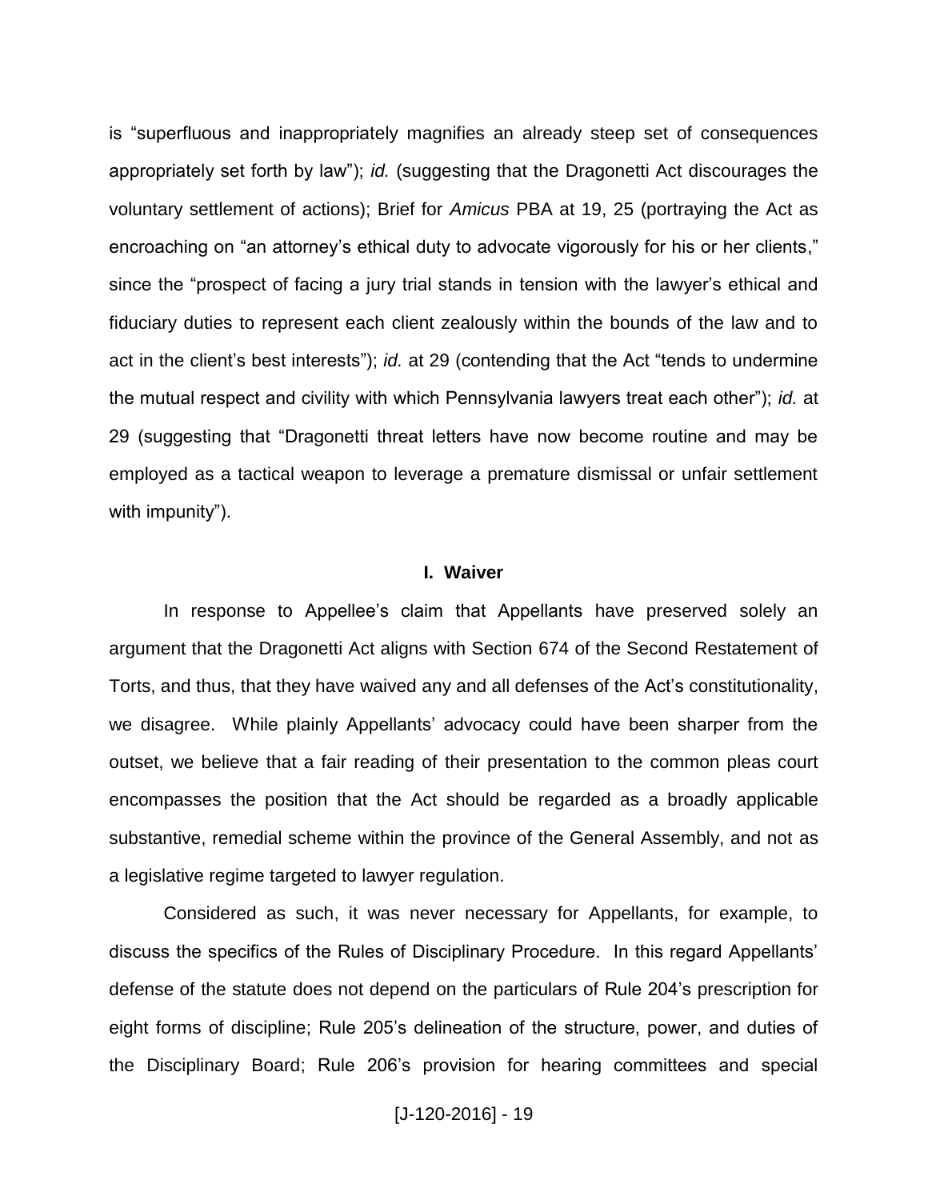is "superfluous and inappropriately magnifies an already steep set of consequences appropriately set forth by law"); *id.* (suggesting that the Dragonetti Act discourages the voluntary settlement of actions); Brief for *Amicus* PBA at 19, 25 (portraying the Act as encroaching on "an attorney's ethical duty to advocate vigorously for his or her clients," since the "prospect of facing a jury trial stands in tension with the lawyer's ethical and fiduciary duties to represent each client zealously within the bounds of the law and to act in the client's best interests"); *id.* at 29 (contending that the Act "tends to undermine the mutual respect and civility with which Pennsylvania lawyers treat each other"); *id.* at 29 (suggesting that "Dragonetti threat letters have now become routine and may be employed as a tactical weapon to leverage a premature dismissal or unfair settlement with impunity").

## I. Waiver

In response to Appellee's claim that Appellants have preserved solely an argument that the Dragonetti Act aligns with Section 674 of the Second Restatement of Torts, and thus, that they have waived any and all defenses of the Act's constitutionality, we disagree. While plainly Appellants' advocacy could have been sharper from the outset, we believe that a fair reading of their presentation to the common pleas court encompasses the position that the Act should be regarded as a broadly applicable substantive, remedial scheme within the province of the General Assembly, and not as a legislative regime targeted to lawyer regulation.

Considered as such, it was never necessary for Appellants, for example, to discuss the specifics of the Rules of Disciplinary Procedure. In this regard Appellants' defense of the statute does not depend on the particulars of Rule 204's prescription for eight forms of discipline; Rule 205's delineation of the structure, power, and duties of the Disciplinary Board; Rule 206's provision for hearing committees and special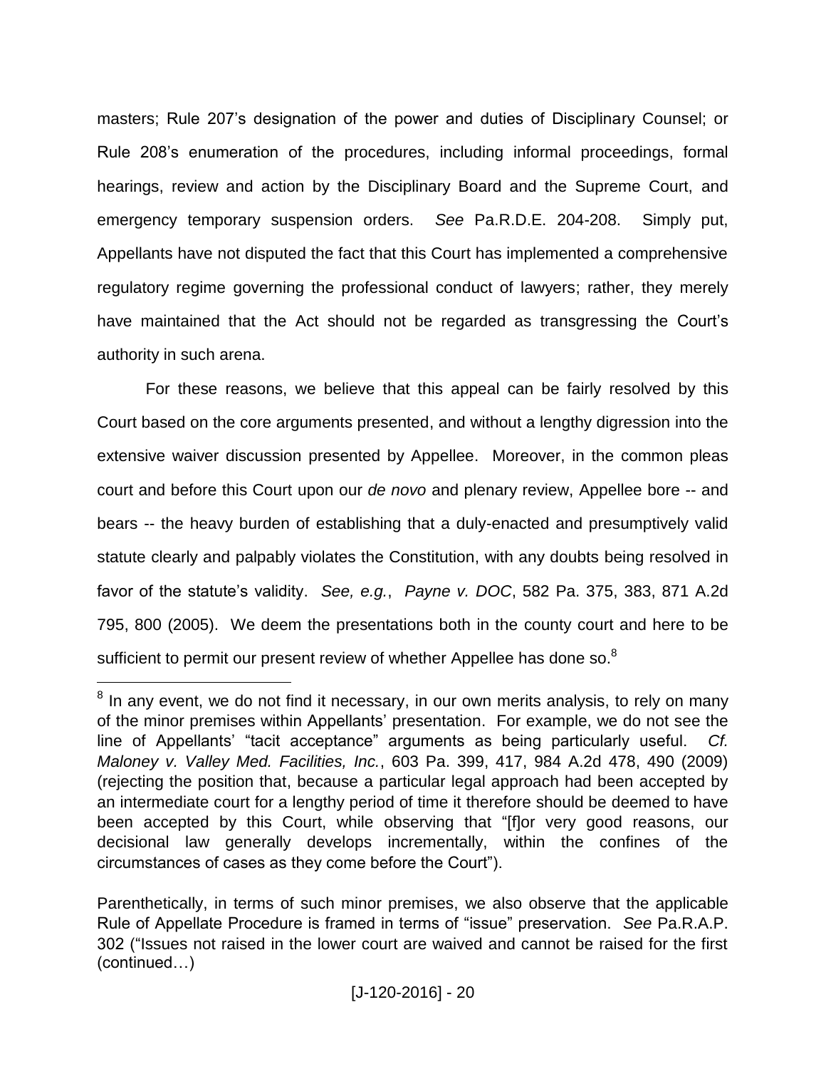masters; Rule 207's designation of the power and duties of Disciplinary Counsel; or Rule 208's enumeration of the procedures, including informal proceedings, formal hearings, review and action by the Disciplinary Board and the Supreme Court, and emergency temporary suspension orders. *See* Pa.R.D.E. 204-208. Simply put, Appellants have not disputed the fact that this Court has implemented a comprehensive regulatory regime governing the professional conduct of lawyers; rather, they merely have maintained that the Act should not be regarded as transgressing the Court's authority in such arena.

For these reasons, we believe that this appeal can be fairly resolved by this Court based on the core arguments presented, and without a lengthy digression into the extensive waiver discussion presented by Appellee. Moreover, in the common pleas court and before this Court upon our *de novo* and plenary review, Appellee bore -- and bears -- the heavy burden of establishing that a duly-enacted and presumptively valid statute clearly and palpably violates the Constitution, with any doubts being resolved in favor of the statute's validity. *See, e.g.*, *Payne v. DOC*, 582 Pa. 375, 383, 871 A.2d 795, 800 (2005). We deem the presentations both in the county court and here to be sufficient to permit our present review of whether Appellee has done so.[8]

---

[8] In any event, we do not find it necessary, in our own merits analysis, to rely on many of the minor premises within Appellants' presentation. For example, we do not see the line of Appellants' "tacit acceptance" arguments as being particularly useful. *Cf. Maloney v. Valley Med. Facilities, Inc.*, 603 Pa. 399, 417, 984 A.2d 478, 490 (2009) (rejecting the position that, because a particular legal approach had been accepted by an intermediate court for a lengthy period of time it therefore should be deemed to have been accepted by this Court, while observing that "[f]or very good reasons, our decisional law generally develops incrementally, within the confines of the circumstances of cases as they come before the Court").

Parenthetically, in terms of such minor premises, we also observe that the applicable Rule of Appellate Procedure is framed in terms of "issue" preservation. *See* Pa.R.A.P. 302 ("Issues not raised in the lower court are waived and cannot be raised for the first (continued…)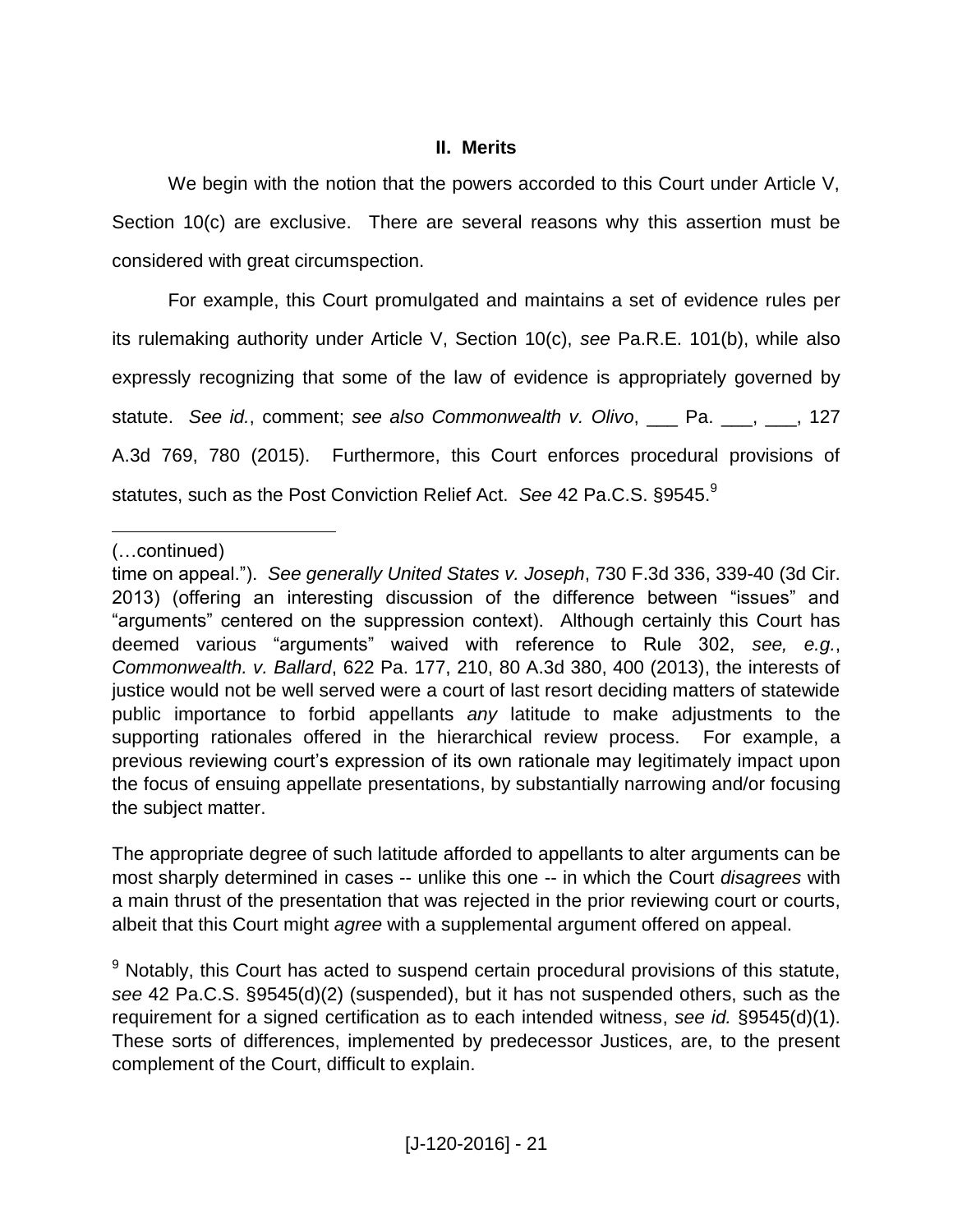## II. Merits

We begin with the notion that the powers accorded to this Court under Article V, Section 10(c) are exclusive. There are several reasons why this assertion must be considered with great circumspection.

For example, this Court promulgated and maintains a set of evidence rules per its rulemaking authority under Article V, Section 10(c), *see* Pa.R.E. 101(b), while also expressly recognizing that some of the law of evidence is appropriately governed by statute. *See id.*, comment; *see also Commonwealth v. Olivo*, ___ Pa. ___, ___, 127 A.3d 769, 780 (2015). Furthermore, this Court enforces procedural provisions of statutes, such as the Post Conviction Relief Act. *See* 42 Pa.C.S. §9545.[9]

---

(…continued)

time on appeal."). *See generally United States v. Joseph*, 730 F.3d 336, 339-40 (3d Cir. 2013) (offering an interesting discussion of the difference between "issues" and "arguments" centered on the suppression context). Although certainly this Court has deemed various "arguments" waived with reference to Rule 302, *see, e.g.*, *Commonwealth. v. Ballard*, 622 Pa. 177, 210, 80 A.3d 380, 400 (2013), the interests of justice would not be well served were a court of last resort deciding matters of statewide public importance to forbid appellants *any* latitude to make adjustments to the supporting rationales offered in the hierarchical review process. For example, a previous reviewing court's expression of its own rationale may legitimately impact upon the focus of ensuing appellate presentations, by substantially narrowing and/or focusing the subject matter.

The appropriate degree of such latitude afforded to appellants to alter arguments can be most sharply determined in cases -- unlike this one -- in which the Court *disagrees* with a main thrust of the presentation that was rejected in the prior reviewing court or courts, albeit that this Court might *agree* with a supplemental argument offered on appeal.

[9] Notably, this Court has acted to suspend certain procedural provisions of this statute, *see* 42 Pa.C.S. §9545(d)(2) (suspended), but it has not suspended others, such as the requirement for a signed certification as to each intended witness, *see id.* §9545(d)(1). These sorts of differences, implemented by predecessor Justices, are, to the present complement of the Court, difficult to explain.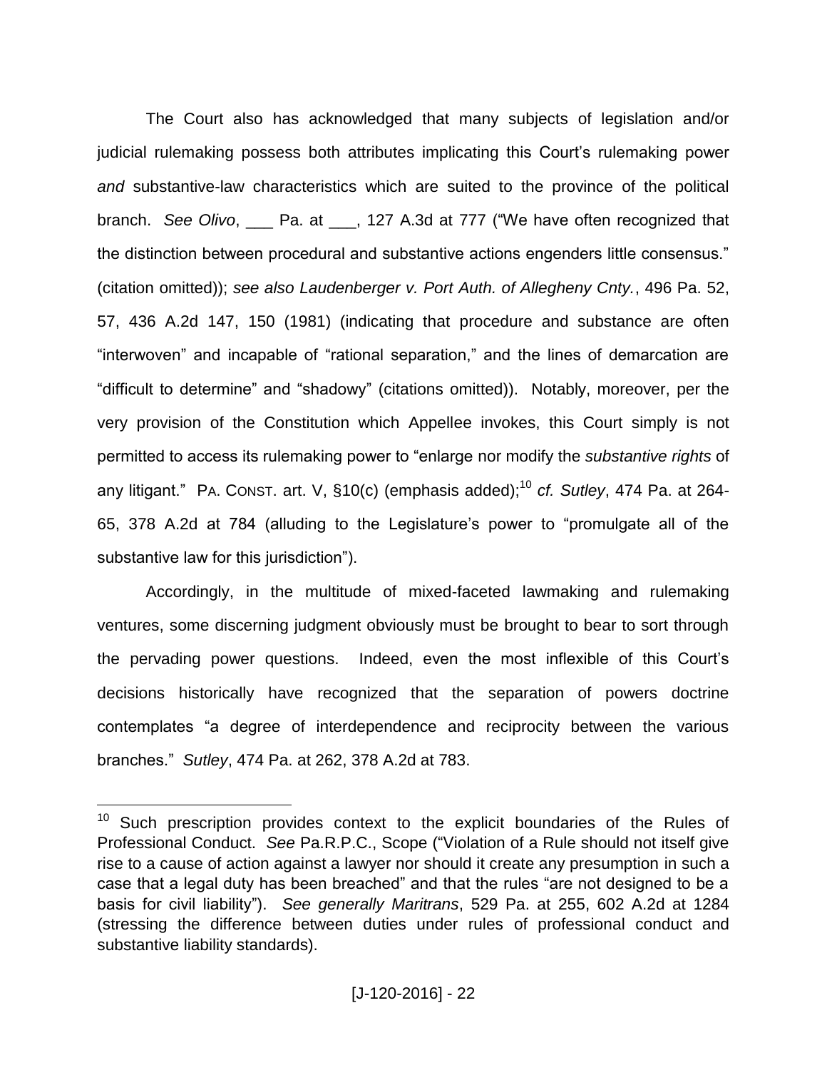The Court also has acknowledged that many subjects of legislation and/or judicial rulemaking possess both attributes implicating this Court's rulemaking power *and* substantive-law characteristics which are suited to the province of the political branch. *See Olivo*, ___ Pa. at ___, 127 A.3d at 777 ("We have often recognized that the distinction between procedural and substantive actions engenders little consensus." (citation omitted)); *see also Laudenberger v. Port Auth. of Allegheny Cnty.*, 496 Pa. 52, 57, 436 A.2d 147, 150 (1981) (indicating that procedure and substance are often "interwoven" and incapable of "rational separation," and the lines of demarcation are "difficult to determine" and "shadowy" (citations omitted)). Notably, moreover, per the very provision of the Constitution which Appellee invokes, this Court simply is not permitted to access its rulemaking power to "enlarge nor modify the *substantive rights* of any litigant." PA. CONST. art. V, §10(c) (emphasis added);[10] *cf. Sutley*, 474 Pa. at 264-65, 378 A.2d at 784 (alluding to the Legislature's power to "promulgate all of the substantive law for this jurisdiction").

Accordingly, in the multitude of mixed-faceted lawmaking and rulemaking ventures, some discerning judgment obviously must be brought to bear to sort through the pervading power questions. Indeed, even the most inflexible of this Court's decisions historically have recognized that the separation of powers doctrine contemplates "a degree of interdependence and reciprocity between the various branches." *Sutley*, 474 Pa. at 262, 378 A.2d at 783.

---

[10] Such prescription provides context to the explicit boundaries of the Rules of Professional Conduct. *See* Pa.R.P.C., Scope ("Violation of a Rule should not itself give rise to a cause of action against a lawyer nor should it create any presumption in such a case that a legal duty has been breached" and that the rules "are not designed to be a basis for civil liability"). *See generally Maritrans*, 529 Pa. at 255, 602 A.2d at 1284 (stressing the difference between duties under rules of professional conduct and substantive liability standards).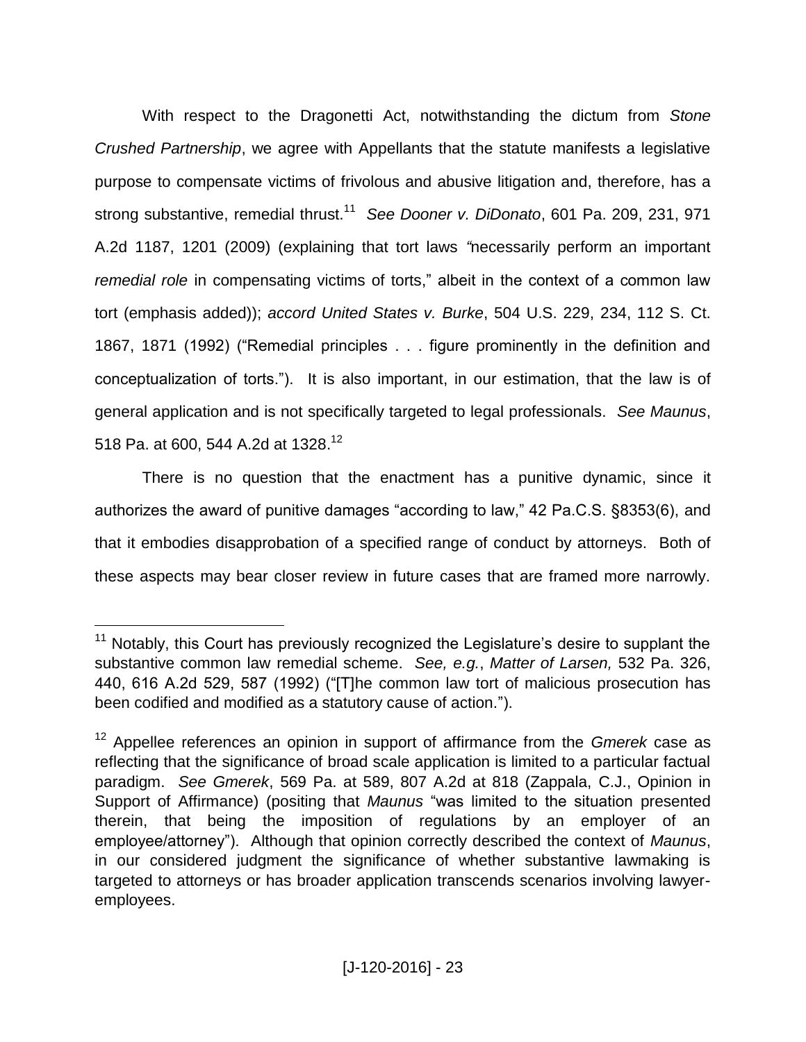With respect to the Dragonetti Act, notwithstanding the dictum from *Stone Crushed Partnership*, we agree with Appellants that the statute manifests a legislative purpose to compensate victims of frivolous and abusive litigation and, therefore, has a strong substantive, remedial thrust.[11] *See Dooner v. DiDonato*, 601 Pa. 209, 231, 971 A.2d 1187, 1201 (2009) (explaining that tort laws "necessarily perform an important *remedial role* in compensating victims of torts," albeit in the context of a common law tort (emphasis added)); *accord United States v. Burke*, 504 U.S. 229, 234, 112 S. Ct. 1867, 1871 (1992) ("Remedial principles . . . figure prominently in the definition and conceptualization of torts."). It is also important, in our estimation, that the law is of general application and is not specifically targeted to legal professionals. *See Maunus*, 518 Pa. at 600, 544 A.2d at 1328.[12]

There is no question that the enactment has a punitive dynamic, since it authorizes the award of punitive damages "according to law," 42 Pa.C.S. §8353(6), and that it embodies disapprobation of a specified range of conduct by attorneys. Both of these aspects may bear closer review in future cases that are framed more narrowly.

---

[11] Notably, this Court has previously recognized the Legislature's desire to supplant the substantive common law remedial scheme. *See, e.g.*, *Matter of Larsen,* 532 Pa. 326, 440, 616 A.2d 529, 587 (1992) ("[T]he common law tort of malicious prosecution has been codified and modified as a statutory cause of action.").

[12] Appellee references an opinion in support of affirmance from the *Gmerek* case as reflecting that the significance of broad scale application is limited to a particular factual paradigm. *See Gmerek*, 569 Pa. at 589, 807 A.2d at 818 (Zappala, C.J., Opinion in Support of Affirmance) (positing that *Maunus* "was limited to the situation presented therein, that being the imposition of regulations by an employer of an employee/attorney"). Although that opinion correctly described the context of *Maunus*, in our considered judgment the significance of whether substantive lawmaking is targeted to attorneys or has broader application transcends scenarios involving lawyer-employees.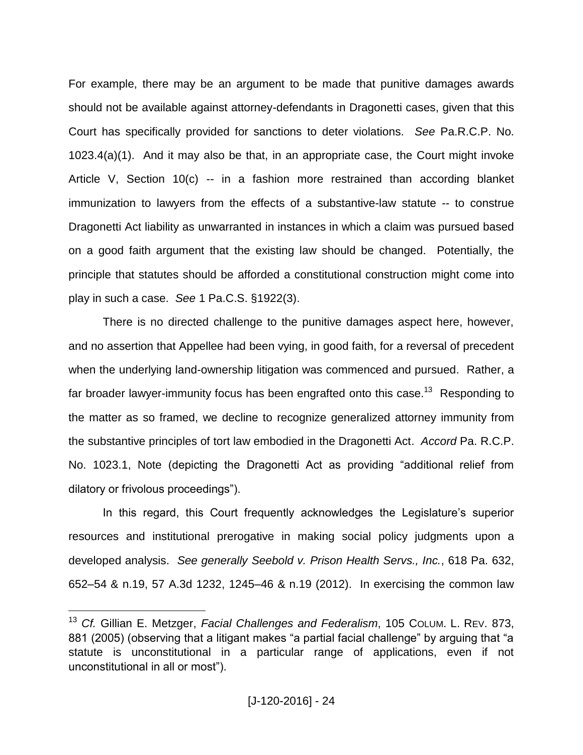For example, there may be an argument to be made that punitive damages awards should not be available against attorney-defendants in Dragonetti cases, given that this Court has specifically provided for sanctions to deter violations. *See* Pa.R.C.P. No. 1023.4(a)(1). And it may also be that, in an appropriate case, the Court might invoke Article V, Section 10(c) -- in a fashion more restrained than according blanket immunization to lawyers from the effects of a substantive-law statute -- to construe Dragonetti Act liability as unwarranted in instances in which a claim was pursued based on a good faith argument that the existing law should be changed. Potentially, the principle that statutes should be afforded a constitutional construction might come into play in such a case. *See* 1 Pa.C.S. §1922(3).

There is no directed challenge to the punitive damages aspect here, however, and no assertion that Appellee had been vying, in good faith, for a reversal of precedent when the underlying land-ownership litigation was commenced and pursued. Rather, a far broader lawyer-immunity focus has been engrafted onto this case.[13] Responding to the matter as so framed, we decline to recognize generalized attorney immunity from the substantive principles of tort law embodied in the Dragonetti Act. *Accord* Pa. R.C.P. No. 1023.1, Note (depicting the Dragonetti Act as providing "additional relief from dilatory or frivolous proceedings").

In this regard, this Court frequently acknowledges the Legislature's superior resources and institutional prerogative in making social policy judgments upon a developed analysis. *See generally Seebold v. Prison Health Servs., Inc.*, 618 Pa. 632, 652–54 & n.19, 57 A.3d 1232, 1245–46 & n.19 (2012). In exercising the common law

---

[13] *Cf.* Gillian E. Metzger, *Facial Challenges and Federalism*, 105 COLUM. L. REV. 873, 881 (2005) (observing that a litigant makes "a partial facial challenge" by arguing that "a statute is unconstitutional in a particular range of applications, even if not unconstitutional in all or most").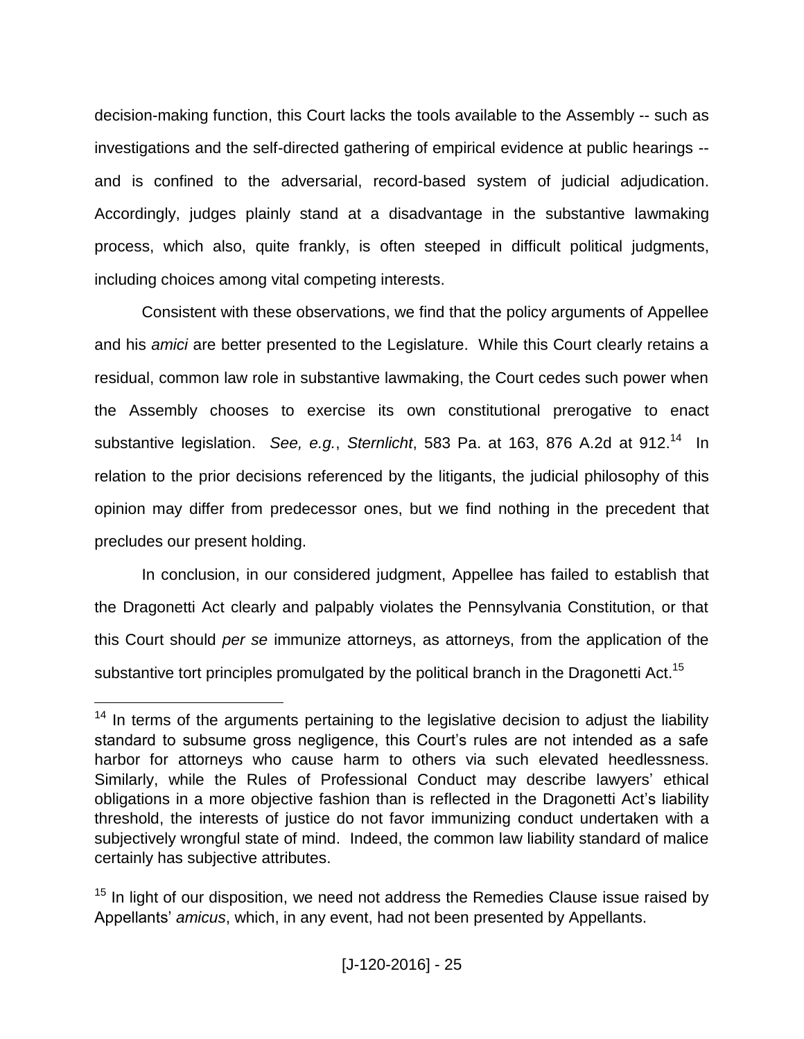decision-making function, this Court lacks the tools available to the Assembly -- such as investigations and the self-directed gathering of empirical evidence at public hearings -- and is confined to the adversarial, record-based system of judicial adjudication. Accordingly, judges plainly stand at a disadvantage in the substantive lawmaking process, which also, quite frankly, is often steeped in difficult political judgments, including choices among vital competing interests.

Consistent with these observations, we find that the policy arguments of Appellee and his *amici* are better presented to the Legislature. While this Court clearly retains a residual, common law role in substantive lawmaking, the Court cedes such power when the Assembly chooses to exercise its own constitutional prerogative to enact substantive legislation. *See, e.g.*, *Sternlicht*, 583 Pa. at 163, 876 A.2d at 912.[14] In relation to the prior decisions referenced by the litigants, the judicial philosophy of this opinion may differ from predecessor ones, but we find nothing in the precedent that precludes our present holding.

In conclusion, in our considered judgment, Appellee has failed to establish that the Dragonetti Act clearly and palpably violates the Pennsylvania Constitution, or that this Court should *per se* immunize attorneys, as attorneys, from the application of the substantive tort principles promulgated by the political branch in the Dragonetti Act.[15]

---

[14] In terms of the arguments pertaining to the legislative decision to adjust the liability standard to subsume gross negligence, this Court's rules are not intended as a safe harbor for attorneys who cause harm to others via such elevated heedlessness. Similarly, while the Rules of Professional Conduct may describe lawyers' ethical obligations in a more objective fashion than is reflected in the Dragonetti Act's liability threshold, the interests of justice do not favor immunizing conduct undertaken with a subjectively wrongful state of mind. Indeed, the common law liability standard of malice certainly has subjective attributes.

[15] In light of our disposition, we need not address the Remedies Clause issue raised by Appellants' *amicus*, which, in any event, had not been presented by Appellants.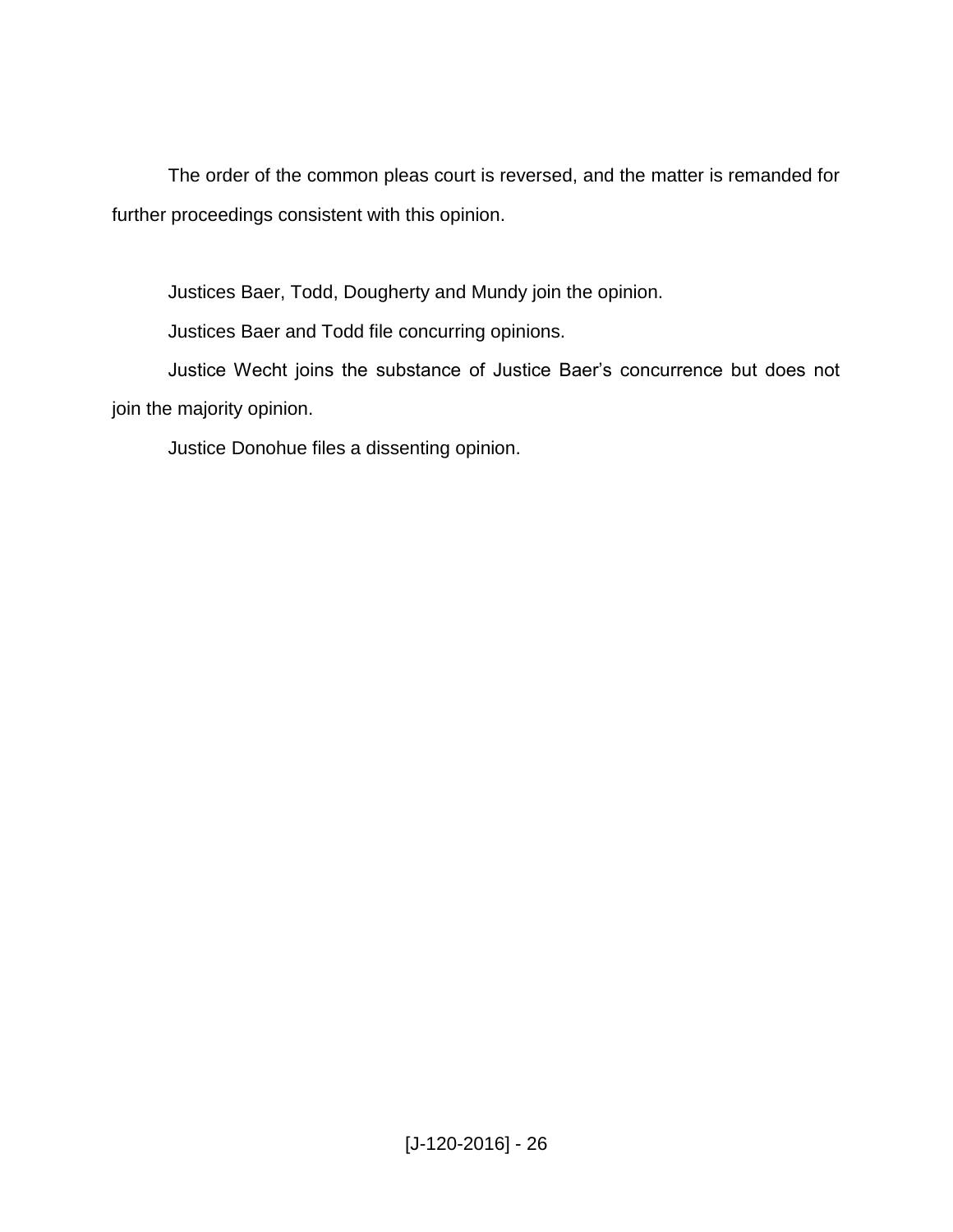The order of the common pleas court is reversed, and the matter is remanded for further proceedings consistent with this opinion.

Justices Baer, Todd, Dougherty and Mundy join the opinion.

Justices Baer and Todd file concurring opinions.

Justice Wecht joins the substance of Justice Baer's concurrence but does not join the majority opinion.

Justice Donohue files a dissenting opinion.